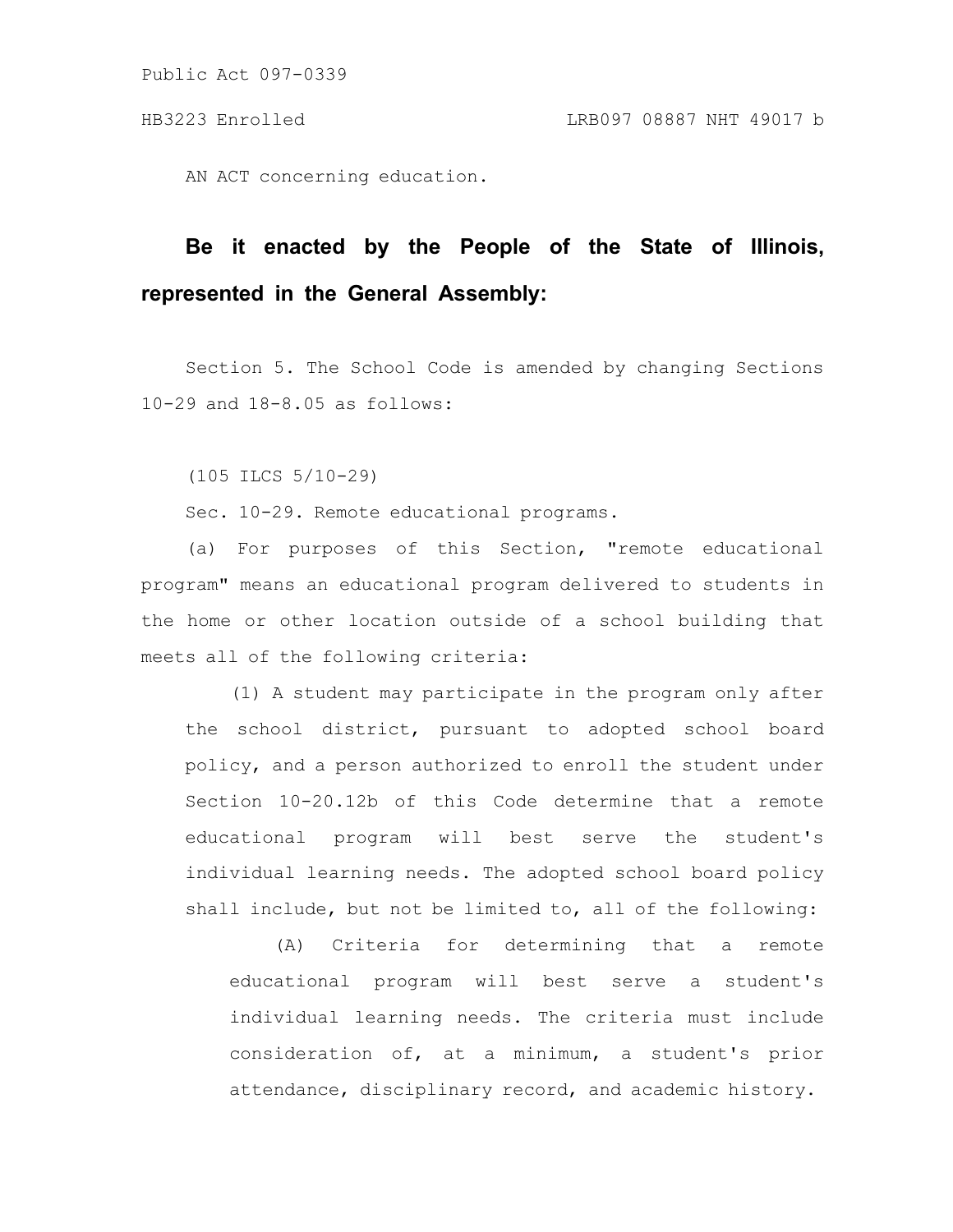Public Act 097-0339

HB3223 Enrolled LRB097 08887 NHT 49017 b

AN ACT concerning education.

**Be it enacted by the People of the State of Illinois, represented in the General Assembly:**

Section 5. The School Code is amended by changing Sections 10-29 and 18-8.05 as follows:

(105 ILCS 5/10-29)

Sec. 10-29. Remote educational programs.

(a) For purposes of this Section, "remote educational program" means an educational program delivered to students in the home or other location outside of a school building that meets all of the following criteria:

(1) A student may participate in the program only after the school district, pursuant to adopted school board policy, and a person authorized to enroll the student under Section 10-20.12b of this Code determine that a remote educational program will best serve the student's individual learning needs. The adopted school board policy shall include, but not be limited to, all of the following:

(A) Criteria for determining that a remote educational program will best serve a student's individual learning needs. The criteria must include consideration of, at a minimum, a student's prior attendance, disciplinary record, and academic history.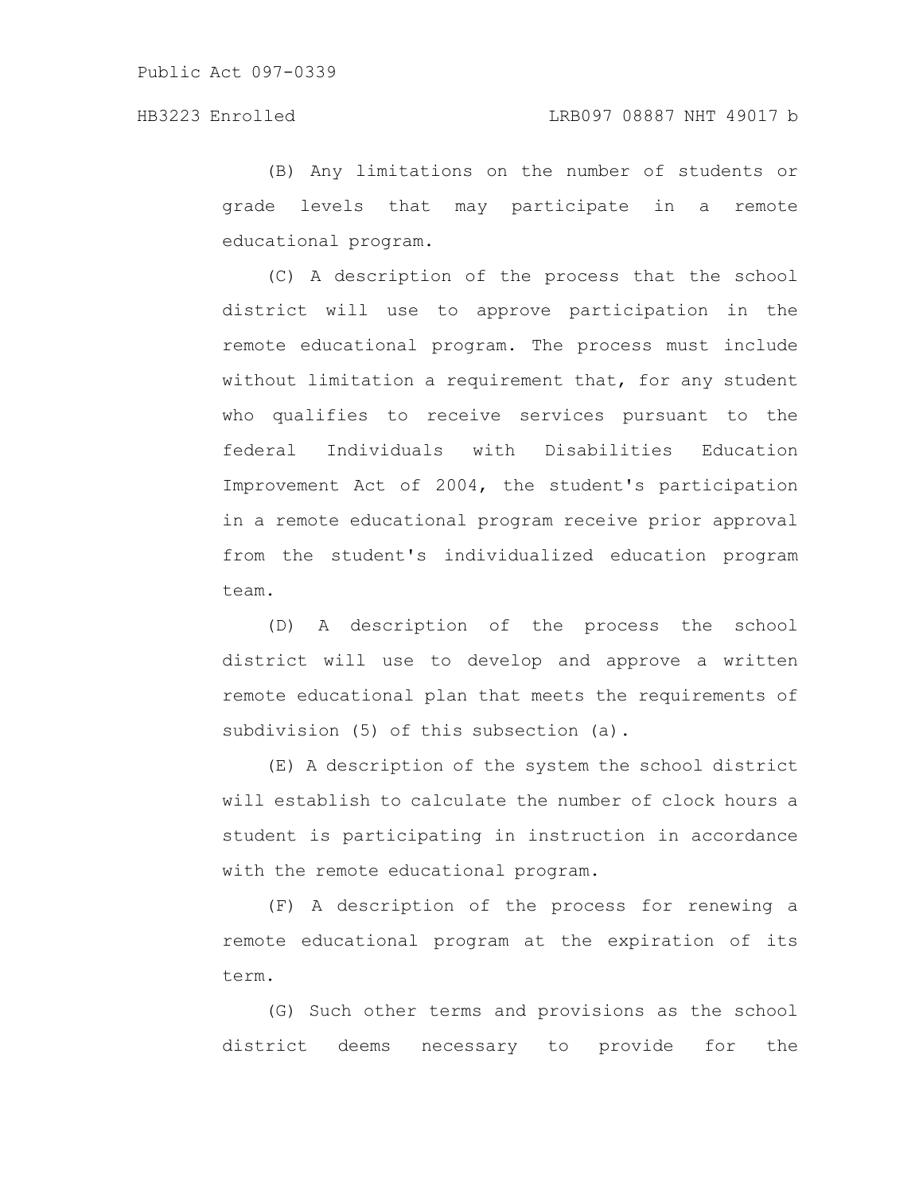(B) Any limitations on the number of students or grade levels that may participate in a remote educational program.

(C) A description of the process that the school district will use to approve participation in the remote educational program. The process must include without limitation a requirement that, for any student who qualifies to receive services pursuant to the federal Individuals with Disabilities Education Improvement Act of 2004, the student's participation in a remote educational program receive prior approval from the student's individualized education program team.

(D) A description of the process the school district will use to develop and approve a written remote educational plan that meets the requirements of subdivision (5) of this subsection (a).

(E) A description of the system the school district will establish to calculate the number of clock hours a student is participating in instruction in accordance with the remote educational program.

(F) A description of the process for renewing a remote educational program at the expiration of its term.

(G) Such other terms and provisions as the school district deems necessary to provide for the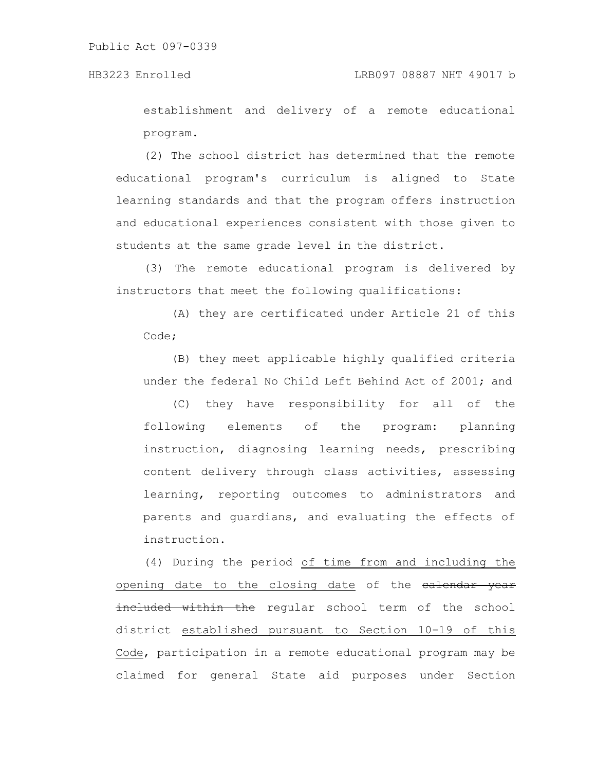establishment and delivery of a remote educational program.

(2) The school district has determined that the remote educational program's curriculum is aligned to State learning standards and that the program offers instruction and educational experiences consistent with those given to students at the same grade level in the district.

(3) The remote educational program is delivered by instructors that meet the following qualifications:

(A) they are certificated under Article 21 of this Code;

(B) they meet applicable highly qualified criteria under the federal No Child Left Behind Act of 2001; and

(C) they have responsibility for all of the following elements of the program: planning instruction, diagnosing learning needs, prescribing content delivery through class activities, assessing learning, reporting outcomes to administrators and parents and guardians, and evaluating the effects of instruction.

(4) During the period of time from and including the opening date to the closing date of the ~~calendar year included within the~~ regular school term of the school district established pursuant to Section 10-19 of this Code, participation in a remote educational program may be claimed for general State aid purposes under Section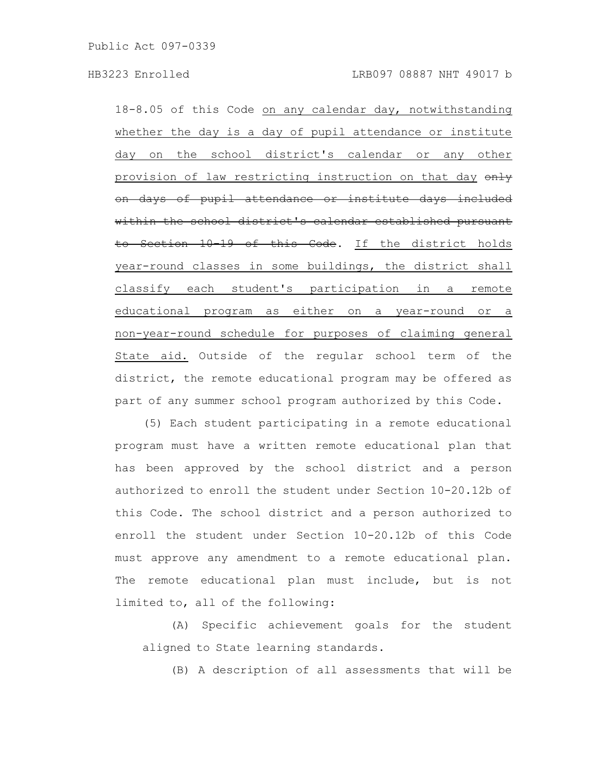18-8.05 of this Code <u>on any calendar day, notwithstanding whether the day is a day of pupil attendance or institute day on the school district's calendar or any other provision of law restricting instruction on that day</u> ~~only on days of pupil attendance or institute days included within the school district's calendar established pursuant to Section 10-19 of this Code~~. <u>If the district holds year-round classes in some buildings, the district shall classify each student's participation in a remote educational program as either on a year-round or a non-year-round schedule for purposes of claiming general State aid.</u> Outside of the regular school term of the district, the remote educational program may be offered as part of any summer school program authorized by this Code.

(5) Each student participating in a remote educational program must have a written remote educational plan that has been approved by the school district and a person authorized to enroll the student under Section 10-20.12b of this Code. The school district and a person authorized to enroll the student under Section 10-20.12b of this Code must approve any amendment to a remote educational plan. The remote educational plan must include, but is not limited to, all of the following:

(A) Specific achievement goals for the student aligned to State learning standards.

(B) A description of all assessments that will be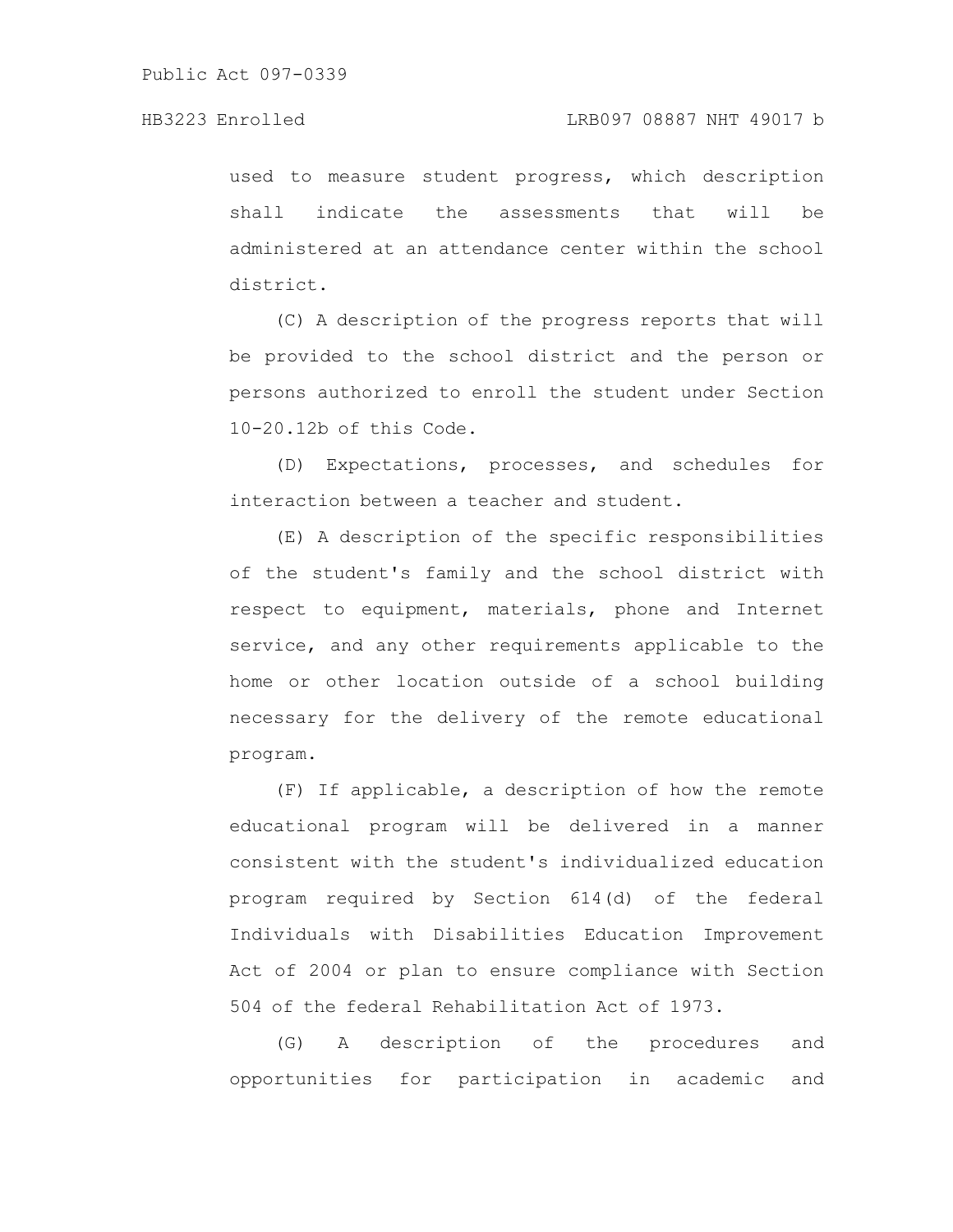used to measure student progress, which description shall indicate the assessments that will be administered at an attendance center within the school district.

(C) A description of the progress reports that will be provided to the school district and the person or persons authorized to enroll the student under Section 10-20.12b of this Code.

(D) Expectations, processes, and schedules for interaction between a teacher and student.

(E) A description of the specific responsibilities of the student's family and the school district with respect to equipment, materials, phone and Internet service, and any other requirements applicable to the home or other location outside of a school building necessary for the delivery of the remote educational program.

(F) If applicable, a description of how the remote educational program will be delivered in a manner consistent with the student's individualized education program required by Section 614(d) of the federal Individuals with Disabilities Education Improvement Act of 2004 or plan to ensure compliance with Section 504 of the federal Rehabilitation Act of 1973.

(G) A description of the procedures and opportunities for participation in academic and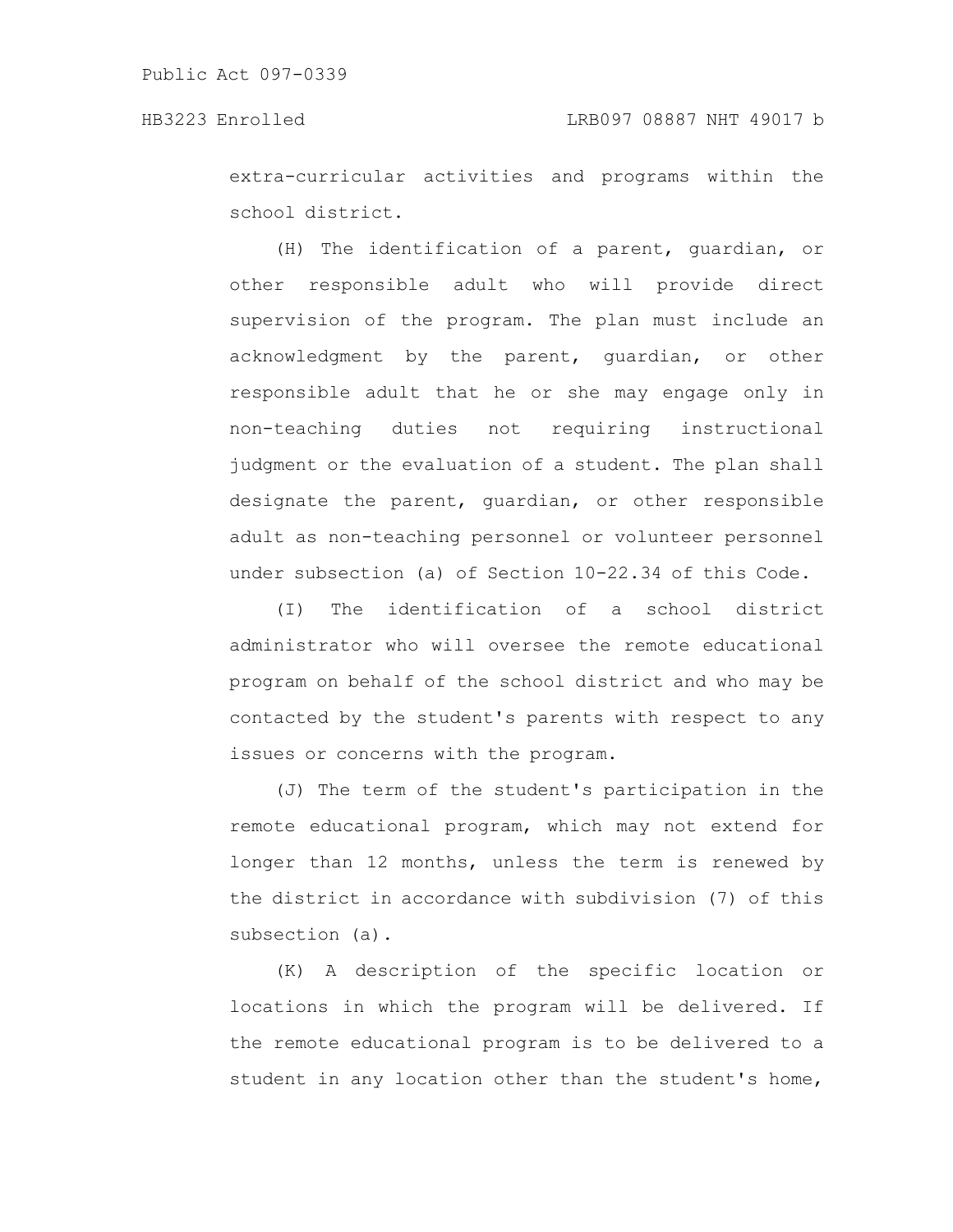extra-curricular activities and programs within the school district.

(H) The identification of a parent, guardian, or other responsible adult who will provide direct supervision of the program. The plan must include an acknowledgment by the parent, guardian, or other responsible adult that he or she may engage only in non-teaching duties not requiring instructional judgment or the evaluation of a student. The plan shall designate the parent, guardian, or other responsible adult as non-teaching personnel or volunteer personnel under subsection (a) of Section 10-22.34 of this Code.

(I) The identification of a school district administrator who will oversee the remote educational program on behalf of the school district and who may be contacted by the student's parents with respect to any issues or concerns with the program.

(J) The term of the student's participation in the remote educational program, which may not extend for longer than 12 months, unless the term is renewed by the district in accordance with subdivision (7) of this subsection (a).

(K) A description of the specific location or locations in which the program will be delivered. If the remote educational program is to be delivered to a student in any location other than the student's home,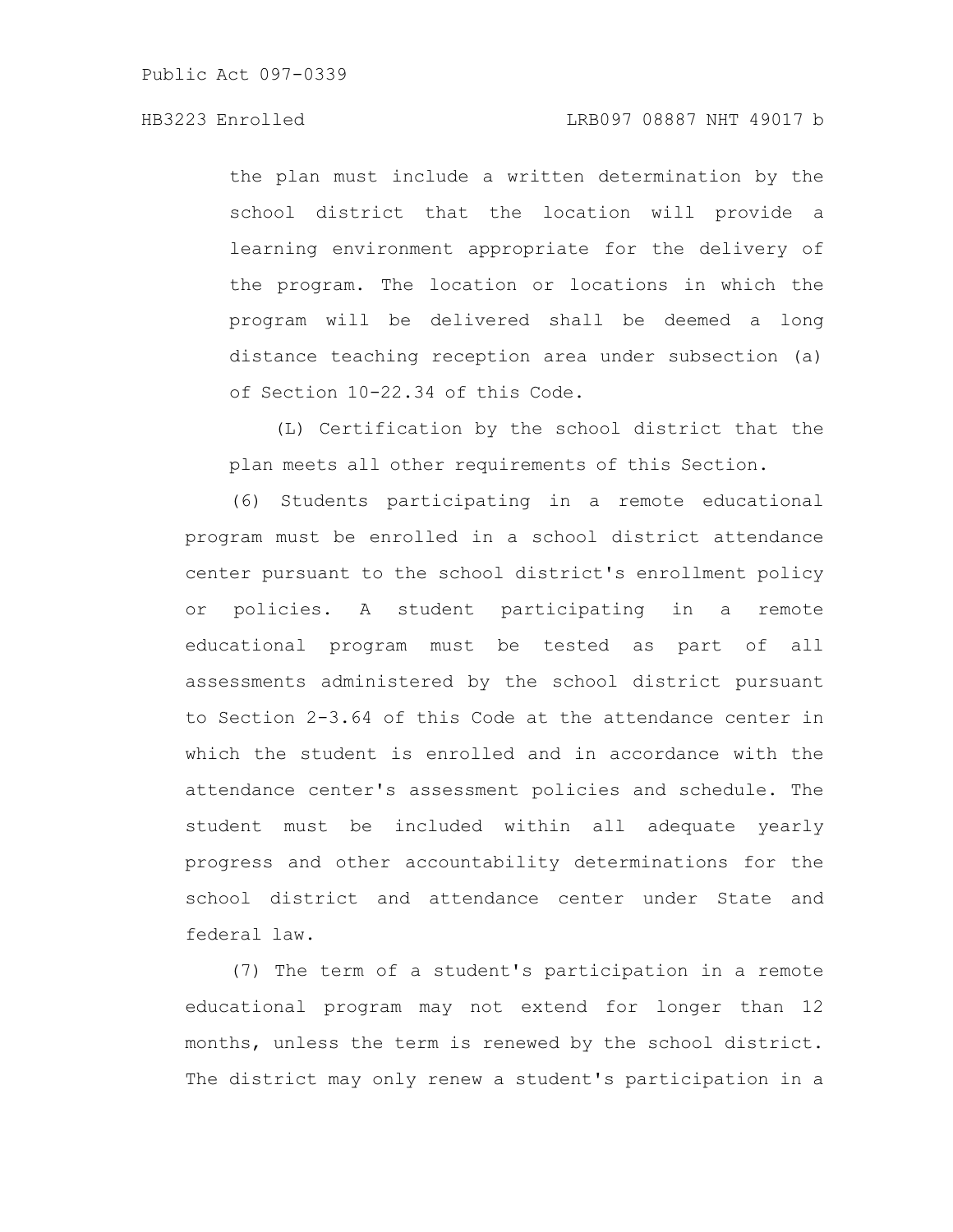the plan must include a written determination by the school district that the location will provide a learning environment appropriate for the delivery of the program. The location or locations in which the program will be delivered shall be deemed a long distance teaching reception area under subsection (a) of Section 10-22.34 of this Code.

(L) Certification by the school district that the plan meets all other requirements of this Section.

(6) Students participating in a remote educational program must be enrolled in a school district attendance center pursuant to the school district's enrollment policy or policies. A student participating in a remote educational program must be tested as part of all assessments administered by the school district pursuant to Section 2-3.64 of this Code at the attendance center in which the student is enrolled and in accordance with the attendance center's assessment policies and schedule. The student must be included within all adequate yearly progress and other accountability determinations for the school district and attendance center under State and federal law.

(7) The term of a student's participation in a remote educational program may not extend for longer than 12 months, unless the term is renewed by the school district. The district may only renew a student's participation in a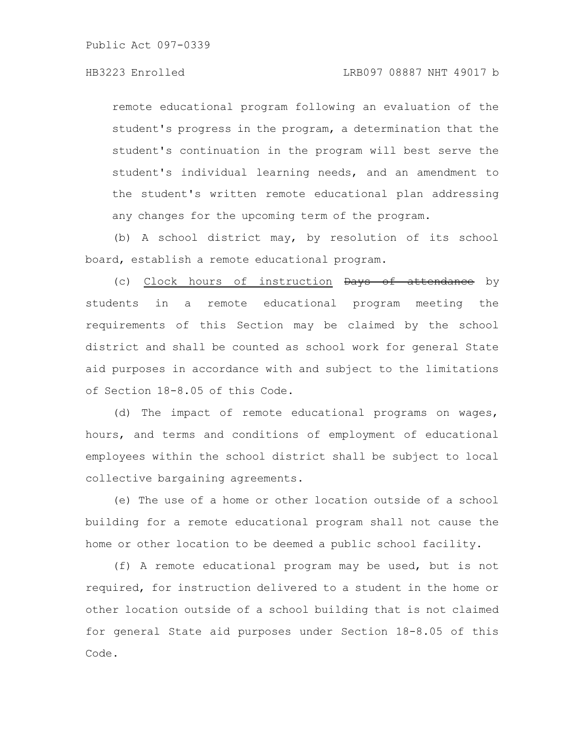remote educational program following an evaluation of the student's progress in the program, a determination that the student's continuation in the program will best serve the student's individual learning needs, and an amendment to the student's written remote educational plan addressing any changes for the upcoming term of the program.

(b) A school district may, by resolution of its school board, establish a remote educational program.

(c) <u>Clock hours of instruction</u> ~~Days of attendance~~ by students in a remote educational program meeting the requirements of this Section may be claimed by the school district and shall be counted as school work for general State aid purposes in accordance with and subject to the limitations of Section 18-8.05 of this Code.

(d) The impact of remote educational programs on wages, hours, and terms and conditions of employment of educational employees within the school district shall be subject to local collective bargaining agreements.

(e) The use of a home or other location outside of a school building for a remote educational program shall not cause the home or other location to be deemed a public school facility.

(f) A remote educational program may be used, but is not required, for instruction delivered to a student in the home or other location outside of a school building that is not claimed for general State aid purposes under Section 18-8.05 of this Code.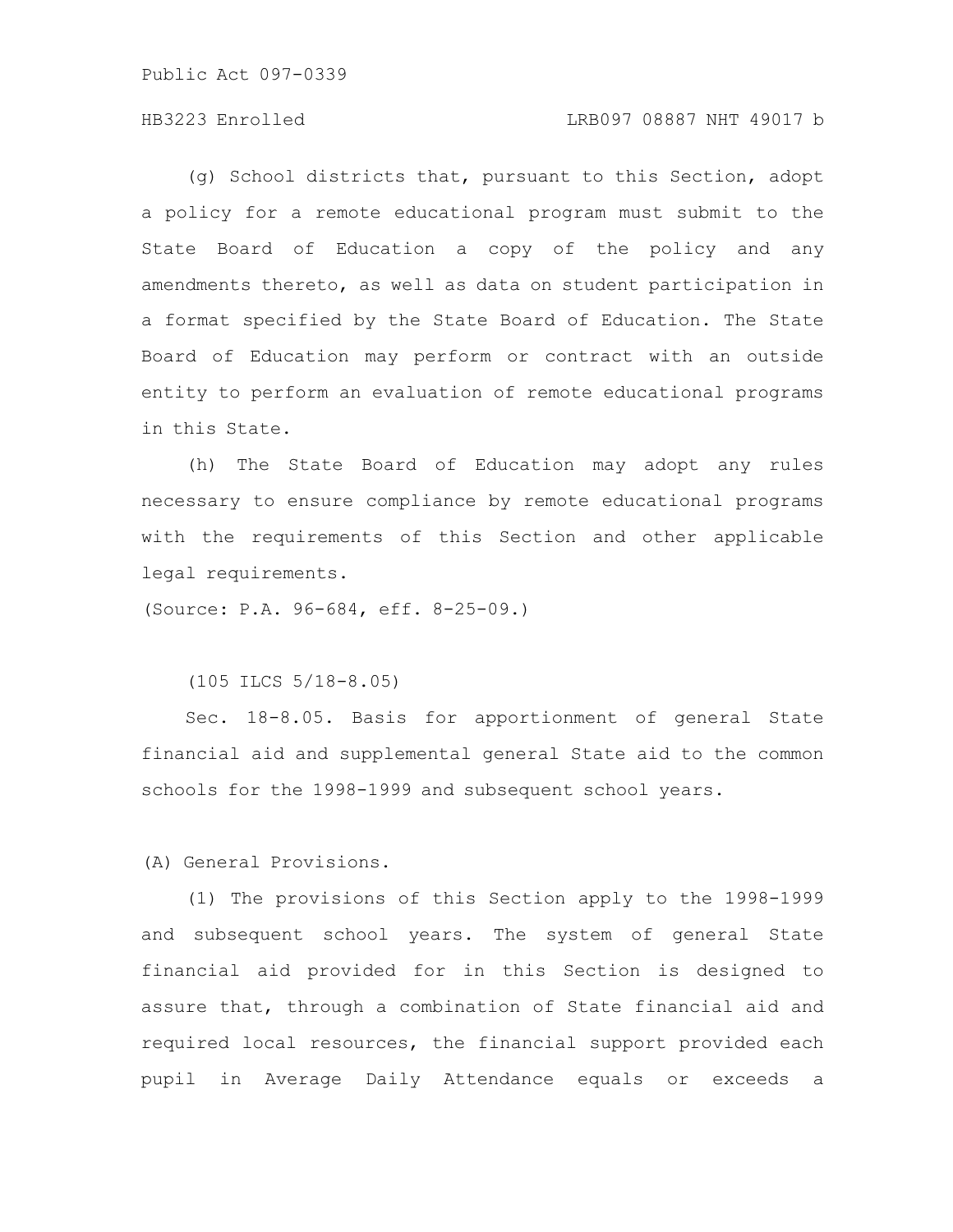(g) School districts that, pursuant to this Section, adopt a policy for a remote educational program must submit to the State Board of Education a copy of the policy and any amendments thereto, as well as data on student participation in a format specified by the State Board of Education. The State Board of Education may perform or contract with an outside entity to perform an evaluation of remote educational programs in this State.

(h) The State Board of Education may adopt any rules necessary to ensure compliance by remote educational programs with the requirements of this Section and other applicable legal requirements.

(Source: P.A. 96-684, eff. 8-25-09.)

(105 ILCS 5/18-8.05)

Sec. 18-8.05. Basis for apportionment of general State financial aid and supplemental general State aid to the common schools for the 1998-1999 and subsequent school years.

(A) General Provisions.

(1) The provisions of this Section apply to the 1998-1999 and subsequent school years. The system of general State financial aid provided for in this Section is designed to assure that, through a combination of State financial aid and required local resources, the financial support provided each pupil in Average Daily Attendance equals or exceeds a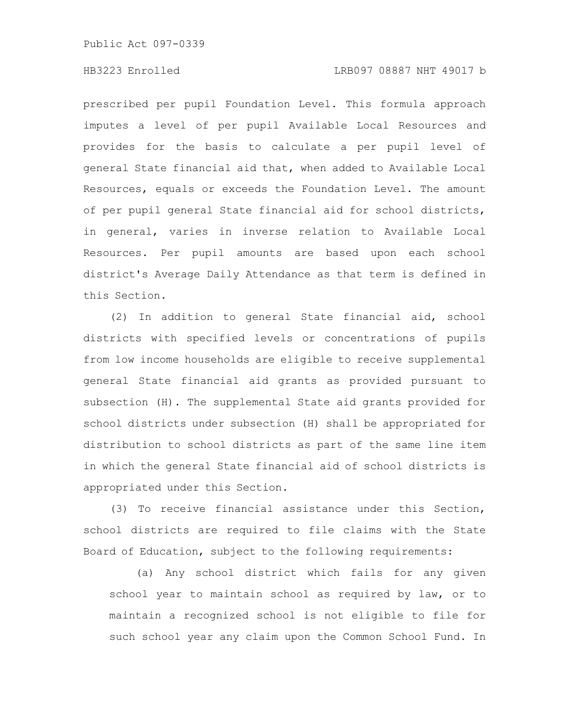prescribed per pupil Foundation Level. This formula approach imputes a level of per pupil Available Local Resources and provides for the basis to calculate a per pupil level of general State financial aid that, when added to Available Local Resources, equals or exceeds the Foundation Level. The amount of per pupil general State financial aid for school districts, in general, varies in inverse relation to Available Local Resources. Per pupil amounts are based upon each school district's Average Daily Attendance as that term is defined in this Section.

(2) In addition to general State financial aid, school districts with specified levels or concentrations of pupils from low income households are eligible to receive supplemental general State financial aid grants as provided pursuant to subsection (H). The supplemental State aid grants provided for school districts under subsection (H) shall be appropriated for distribution to school districts as part of the same line item in which the general State financial aid of school districts is appropriated under this Section.

(3) To receive financial assistance under this Section, school districts are required to file claims with the State Board of Education, subject to the following requirements:

(a) Any school district which fails for any given school year to maintain school as required by law, or to maintain a recognized school is not eligible to file for such school year any claim upon the Common School Fund. In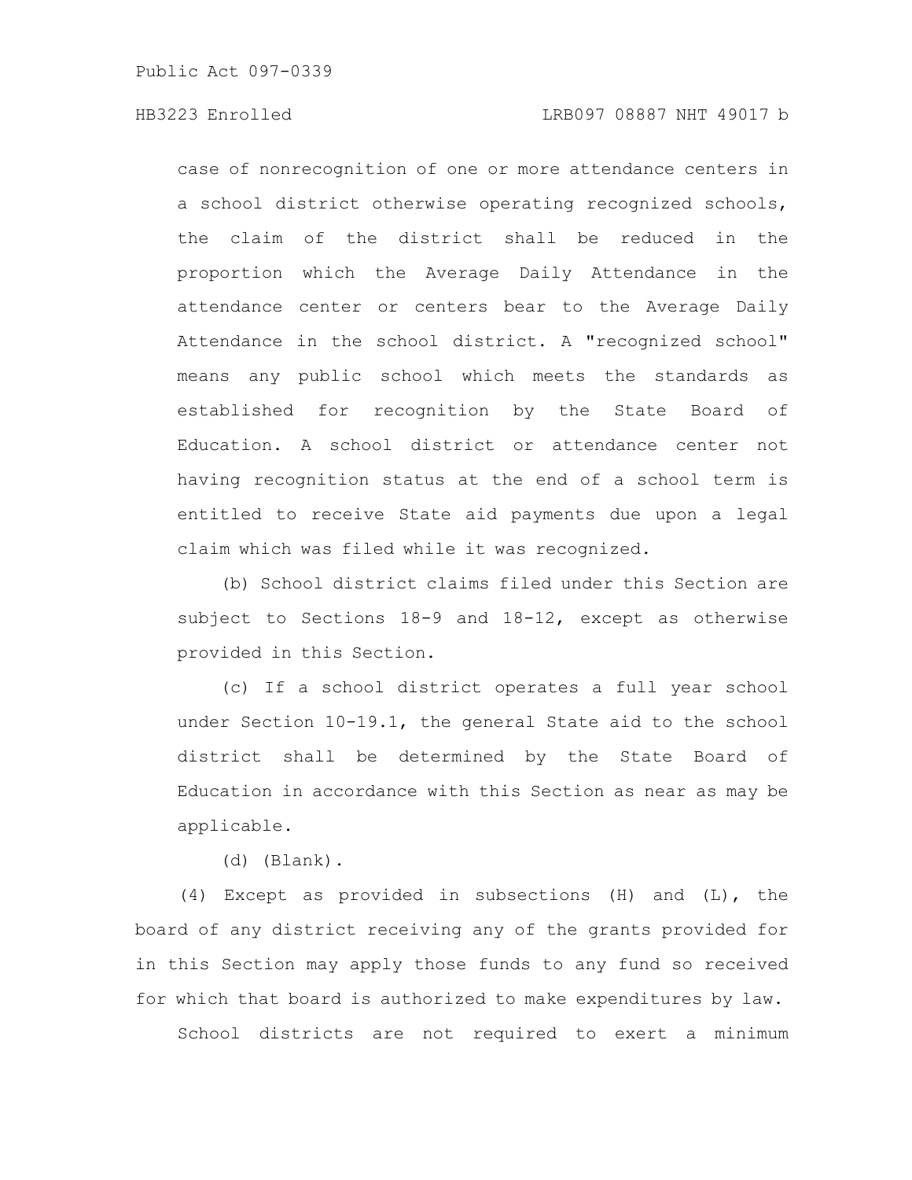case of nonrecognition of one or more attendance centers in a school district otherwise operating recognized schools, the claim of the district shall be reduced in the proportion which the Average Daily Attendance in the attendance center or centers bear to the Average Daily Attendance in the school district. A "recognized school" means any public school which meets the standards as established for recognition by the State Board of Education. A school district or attendance center not having recognition status at the end of a school term is entitled to receive State aid payments due upon a legal claim which was filed while it was recognized.

(b) School district claims filed under this Section are subject to Sections 18-9 and 18-12, except as otherwise provided in this Section.

(c) If a school district operates a full year school under Section 10-19.1, the general State aid to the school district shall be determined by the State Board of Education in accordance with this Section as near as may be applicable.

(d) (Blank).

(4) Except as provided in subsections (H) and (L), the board of any district receiving any of the grants provided for in this Section may apply those funds to any fund so received for which that board is authorized to make expenditures by law.

School districts are not required to exert a minimum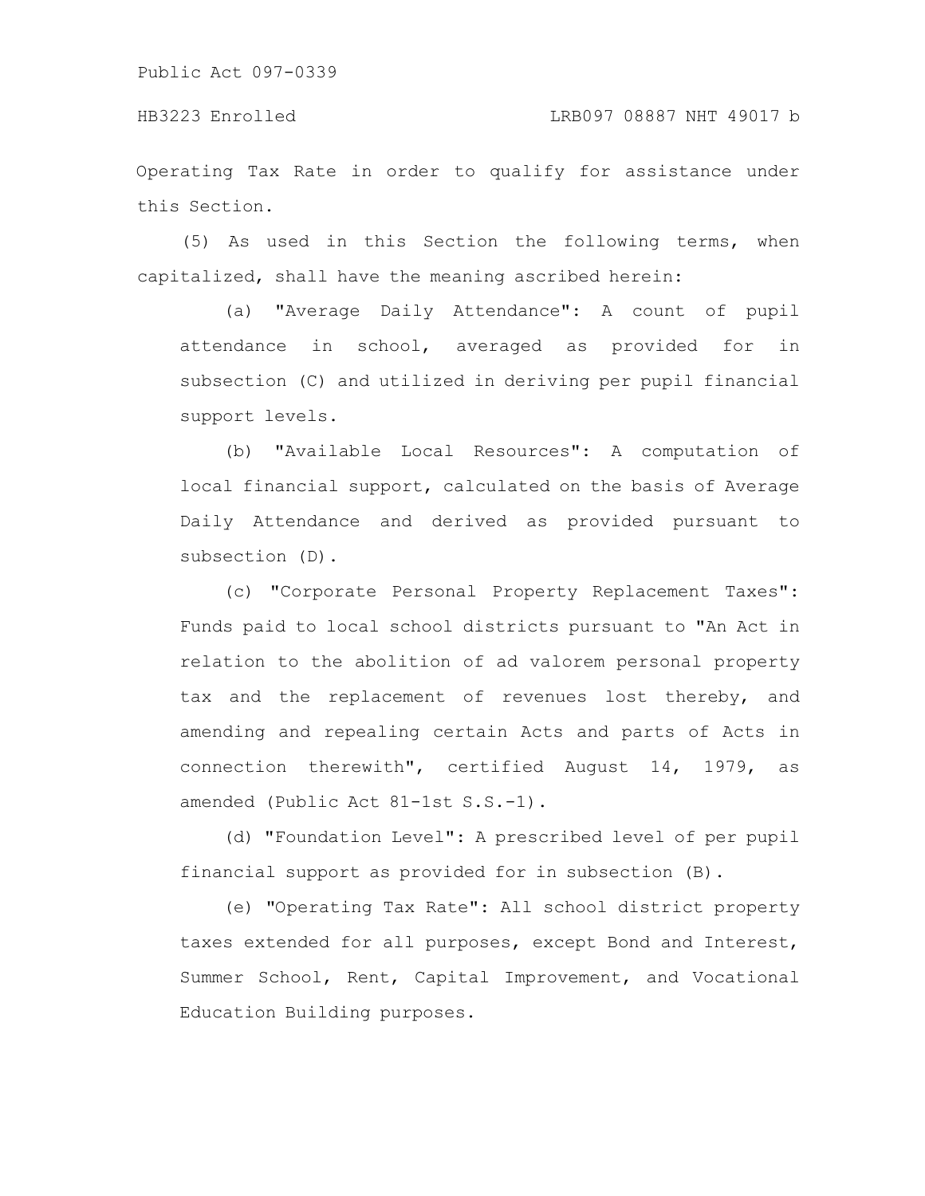Operating Tax Rate in order to qualify for assistance under this Section.

(5) As used in this Section the following terms, when capitalized, shall have the meaning ascribed herein:

(a) "Average Daily Attendance": A count of pupil attendance in school, averaged as provided for in subsection (C) and utilized in deriving per pupil financial support levels.

(b) "Available Local Resources": A computation of local financial support, calculated on the basis of Average Daily Attendance and derived as provided pursuant to subsection (D).

(c) "Corporate Personal Property Replacement Taxes": Funds paid to local school districts pursuant to "An Act in relation to the abolition of ad valorem personal property tax and the replacement of revenues lost thereby, and amending and repealing certain Acts and parts of Acts in connection therewith", certified August 14, 1979, as amended (Public Act 81-1st S.S.-1).

(d) "Foundation Level": A prescribed level of per pupil financial support as provided for in subsection (B).

(e) "Operating Tax Rate": All school district property taxes extended for all purposes, except Bond and Interest, Summer School, Rent, Capital Improvement, and Vocational Education Building purposes.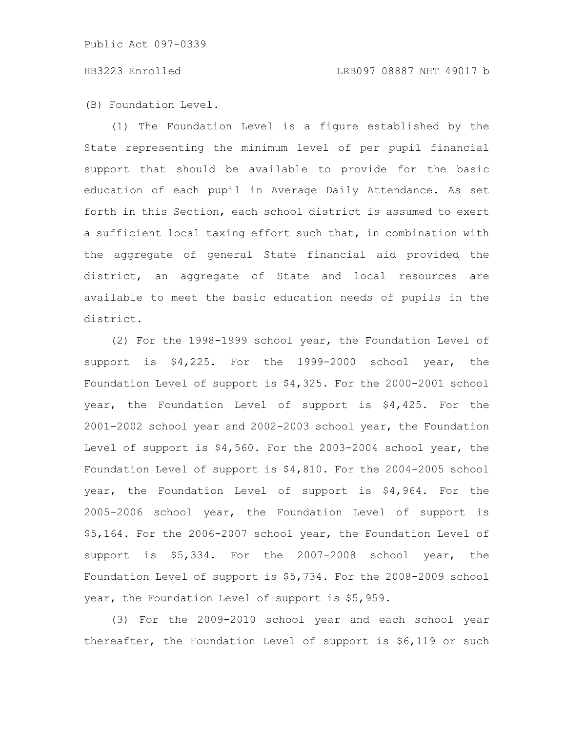(B) Foundation Level.

(1) The Foundation Level is a figure established by the State representing the minimum level of per pupil financial support that should be available to provide for the basic education of each pupil in Average Daily Attendance. As set forth in this Section, each school district is assumed to exert a sufficient local taxing effort such that, in combination with the aggregate of general State financial aid provided the district, an aggregate of State and local resources are available to meet the basic education needs of pupils in the district.

(2) For the 1998-1999 school year, the Foundation Level of support is $4,225. For the 1999-2000 school year, the Foundation Level of support is $4,325. For the 2000-2001 school year, the Foundation Level of support is $4,425. For the 2001-2002 school year and 2002-2003 school year, the Foundation Level of support is $4,560. For the 2003-2004 school year, the Foundation Level of support is $4,810. For the 2004-2005 school year, the Foundation Level of support is $4,964. For the 2005-2006 school year, the Foundation Level of support is $5,164. For the 2006-2007 school year, the Foundation Level of support is $5,334. For the 2007-2008 school year, the Foundation Level of support is $5,734. For the 2008-2009 school year, the Foundation Level of support is $5,959.

(3) For the 2009-2010 school year and each school year thereafter, the Foundation Level of support is $6,119 or such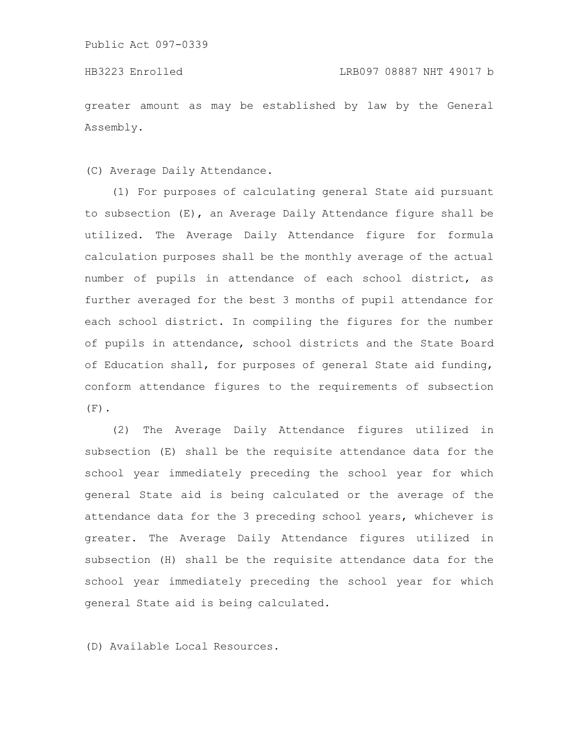greater amount as may be established by law by the General Assembly.

(C) Average Daily Attendance.

(1) For purposes of calculating general State aid pursuant to subsection (E), an Average Daily Attendance figure shall be utilized. The Average Daily Attendance figure for formula calculation purposes shall be the monthly average of the actual number of pupils in attendance of each school district, as further averaged for the best 3 months of pupil attendance for each school district. In compiling the figures for the number of pupils in attendance, school districts and the State Board of Education shall, for purposes of general State aid funding, conform attendance figures to the requirements of subsection (F).

(2) The Average Daily Attendance figures utilized in subsection (E) shall be the requisite attendance data for the school year immediately preceding the school year for which general State aid is being calculated or the average of the attendance data for the 3 preceding school years, whichever is greater. The Average Daily Attendance figures utilized in subsection (H) shall be the requisite attendance data for the school year immediately preceding the school year for which general State aid is being calculated.

(D) Available Local Resources.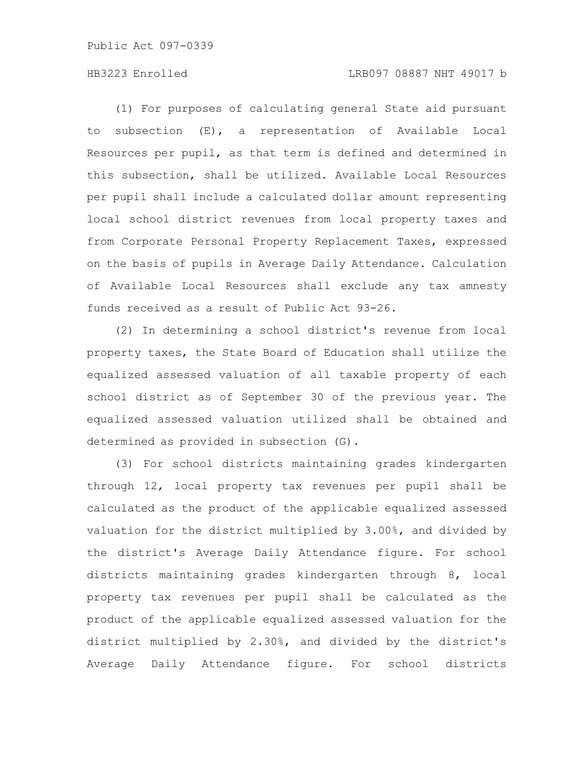(1) For purposes of calculating general State aid pursuant to subsection (E), a representation of Available Local Resources per pupil, as that term is defined and determined in this subsection, shall be utilized. Available Local Resources per pupil shall include a calculated dollar amount representing local school district revenues from local property taxes and from Corporate Personal Property Replacement Taxes, expressed on the basis of pupils in Average Daily Attendance. Calculation of Available Local Resources shall exclude any tax amnesty funds received as a result of Public Act 93-26.

(2) In determining a school district's revenue from local property taxes, the State Board of Education shall utilize the equalized assessed valuation of all taxable property of each school district as of September 30 of the previous year. The equalized assessed valuation utilized shall be obtained and determined as provided in subsection (G).

(3) For school districts maintaining grades kindergarten through 12, local property tax revenues per pupil shall be calculated as the product of the applicable equalized assessed valuation for the district multiplied by 3.00%, and divided by the district's Average Daily Attendance figure. For school districts maintaining grades kindergarten through 8, local property tax revenues per pupil shall be calculated as the product of the applicable equalized assessed valuation for the district multiplied by 2.30%, and divided by the district's Average Daily Attendance figure. For school districts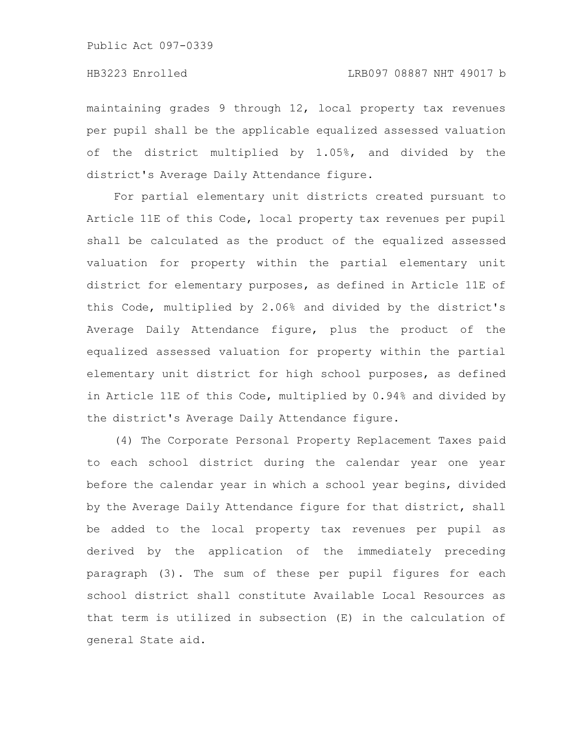maintaining grades 9 through 12, local property tax revenues per pupil shall be the applicable equalized assessed valuation of the district multiplied by 1.05%, and divided by the district's Average Daily Attendance figure.

For partial elementary unit districts created pursuant to Article 11E of this Code, local property tax revenues per pupil shall be calculated as the product of the equalized assessed valuation for property within the partial elementary unit district for elementary purposes, as defined in Article 11E of this Code, multiplied by 2.06% and divided by the district's Average Daily Attendance figure, plus the product of the equalized assessed valuation for property within the partial elementary unit district for high school purposes, as defined in Article 11E of this Code, multiplied by 0.94% and divided by the district's Average Daily Attendance figure.

(4) The Corporate Personal Property Replacement Taxes paid to each school district during the calendar year one year before the calendar year in which a school year begins, divided by the Average Daily Attendance figure for that district, shall be added to the local property tax revenues per pupil as derived by the application of the immediately preceding paragraph (3). The sum of these per pupil figures for each school district shall constitute Available Local Resources as that term is utilized in subsection (E) in the calculation of general State aid.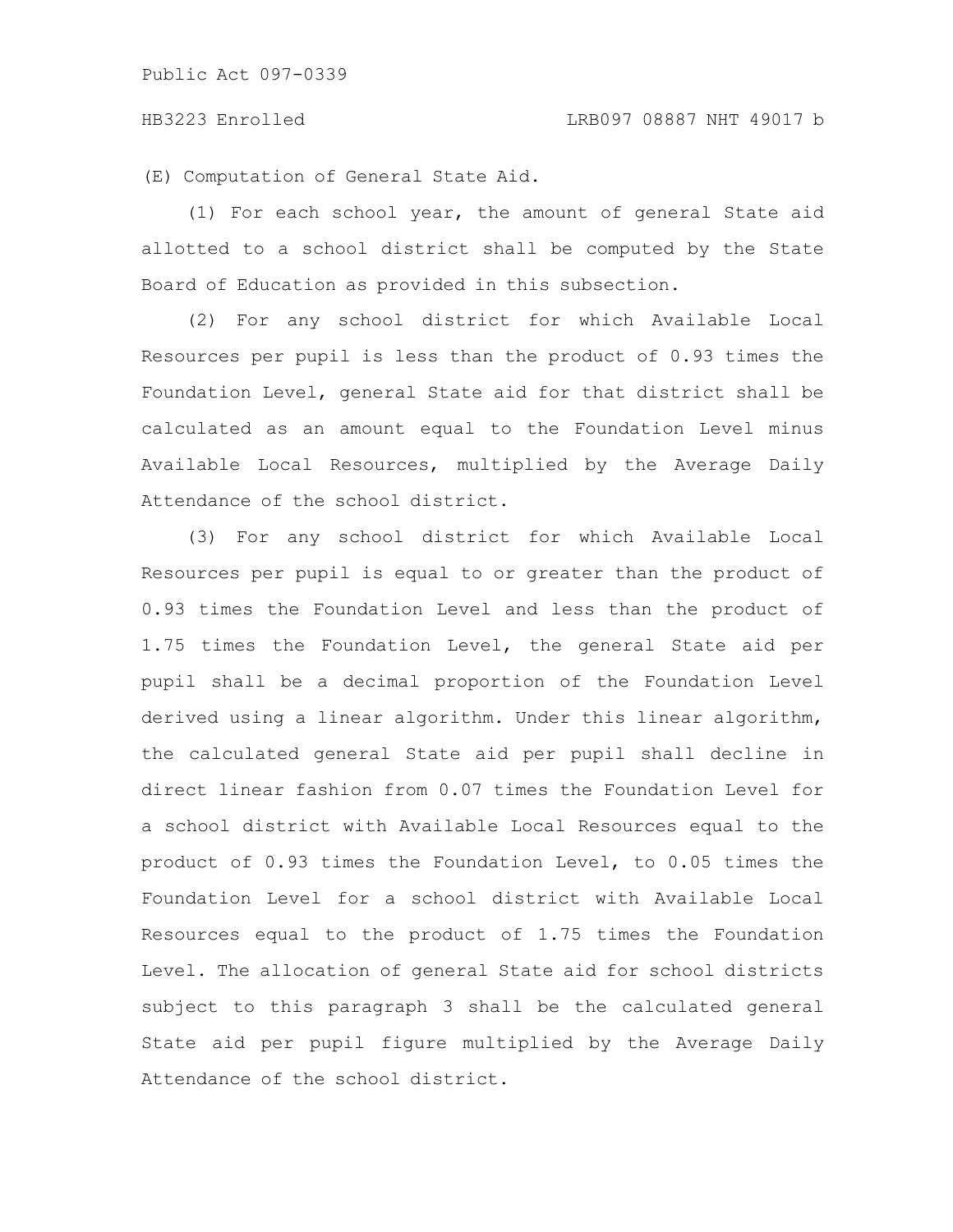(E) Computation of General State Aid.

(1) For each school year, the amount of general State aid allotted to a school district shall be computed by the State Board of Education as provided in this subsection.

(2) For any school district for which Available Local Resources per pupil is less than the product of 0.93 times the Foundation Level, general State aid for that district shall be calculated as an amount equal to the Foundation Level minus Available Local Resources, multiplied by the Average Daily Attendance of the school district.

(3) For any school district for which Available Local Resources per pupil is equal to or greater than the product of 0.93 times the Foundation Level and less than the product of 1.75 times the Foundation Level, the general State aid per pupil shall be a decimal proportion of the Foundation Level derived using a linear algorithm. Under this linear algorithm, the calculated general State aid per pupil shall decline in direct linear fashion from 0.07 times the Foundation Level for a school district with Available Local Resources equal to the product of 0.93 times the Foundation Level, to 0.05 times the Foundation Level for a school district with Available Local Resources equal to the product of 1.75 times the Foundation Level. The allocation of general State aid for school districts subject to this paragraph 3 shall be the calculated general State aid per pupil figure multiplied by the Average Daily Attendance of the school district.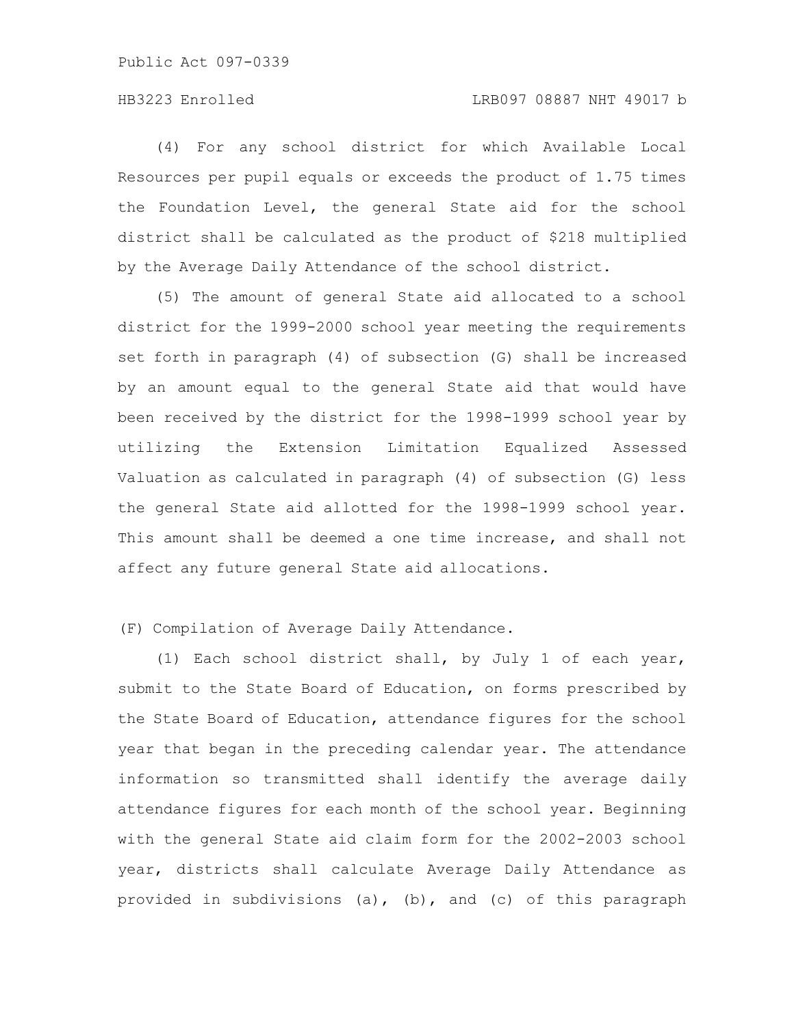(4) For any school district for which Available Local Resources per pupil equals or exceeds the product of 1.75 times the Foundation Level, the general State aid for the school district shall be calculated as the product of $218 multiplied by the Average Daily Attendance of the school district.

(5) The amount of general State aid allocated to a school district for the 1999-2000 school year meeting the requirements set forth in paragraph (4) of subsection (G) shall be increased by an amount equal to the general State aid that would have been received by the district for the 1998-1999 school year by utilizing the Extension Limitation Equalized Assessed Valuation as calculated in paragraph (4) of subsection (G) less the general State aid allotted for the 1998-1999 school year. This amount shall be deemed a one time increase, and shall not affect any future general State aid allocations.

(F) Compilation of Average Daily Attendance.

(1) Each school district shall, by July 1 of each year, submit to the State Board of Education, on forms prescribed by the State Board of Education, attendance figures for the school year that began in the preceding calendar year. The attendance information so transmitted shall identify the average daily attendance figures for each month of the school year. Beginning with the general State aid claim form for the 2002-2003 school year, districts shall calculate Average Daily Attendance as provided in subdivisions (a), (b), and (c) of this paragraph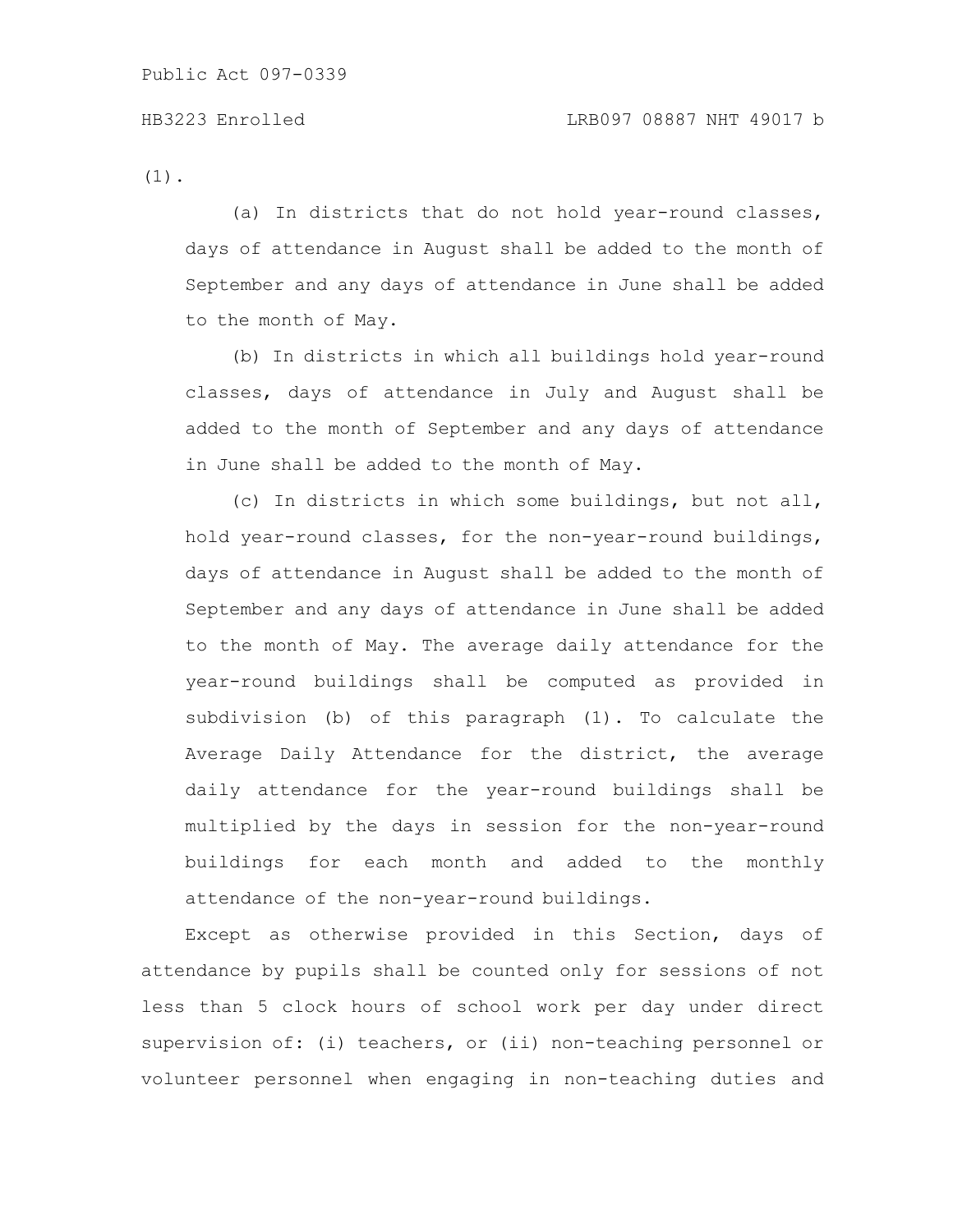(1).

(a) In districts that do not hold year-round classes, days of attendance in August shall be added to the month of September and any days of attendance in June shall be added to the month of May.

(b) In districts in which all buildings hold year-round classes, days of attendance in July and August shall be added to the month of September and any days of attendance in June shall be added to the month of May.

(c) In districts in which some buildings, but not all, hold year-round classes, for the non-year-round buildings, days of attendance in August shall be added to the month of September and any days of attendance in June shall be added to the month of May. The average daily attendance for the year-round buildings shall be computed as provided in subdivision (b) of this paragraph (1). To calculate the Average Daily Attendance for the district, the average daily attendance for the year-round buildings shall be multiplied by the days in session for the non-year-round buildings for each month and added to the monthly attendance of the non-year-round buildings.

Except as otherwise provided in this Section, days of attendance by pupils shall be counted only for sessions of not less than 5 clock hours of school work per day under direct supervision of: (i) teachers, or (ii) non-teaching personnel or volunteer personnel when engaging in non-teaching duties and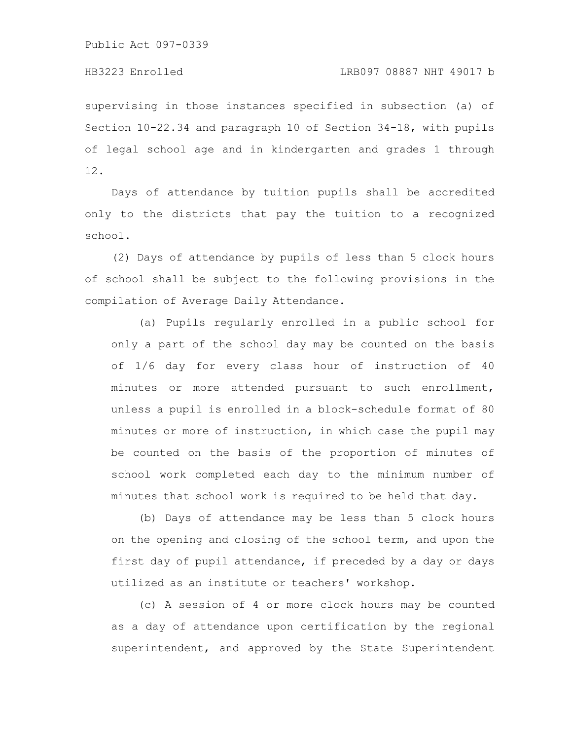supervising in those instances specified in subsection (a) of Section 10-22.34 and paragraph 10 of Section 34-18, with pupils of legal school age and in kindergarten and grades 1 through 12.

Days of attendance by tuition pupils shall be accredited only to the districts that pay the tuition to a recognized school.

(2) Days of attendance by pupils of less than 5 clock hours of school shall be subject to the following provisions in the compilation of Average Daily Attendance.

(a) Pupils regularly enrolled in a public school for only a part of the school day may be counted on the basis of 1/6 day for every class hour of instruction of 40 minutes or more attended pursuant to such enrollment, unless a pupil is enrolled in a block-schedule format of 80 minutes or more of instruction, in which case the pupil may be counted on the basis of the proportion of minutes of school work completed each day to the minimum number of minutes that school work is required to be held that day.

(b) Days of attendance may be less than 5 clock hours on the opening and closing of the school term, and upon the first day of pupil attendance, if preceded by a day or days utilized as an institute or teachers' workshop.

(c) A session of 4 or more clock hours may be counted as a day of attendance upon certification by the regional superintendent, and approved by the State Superintendent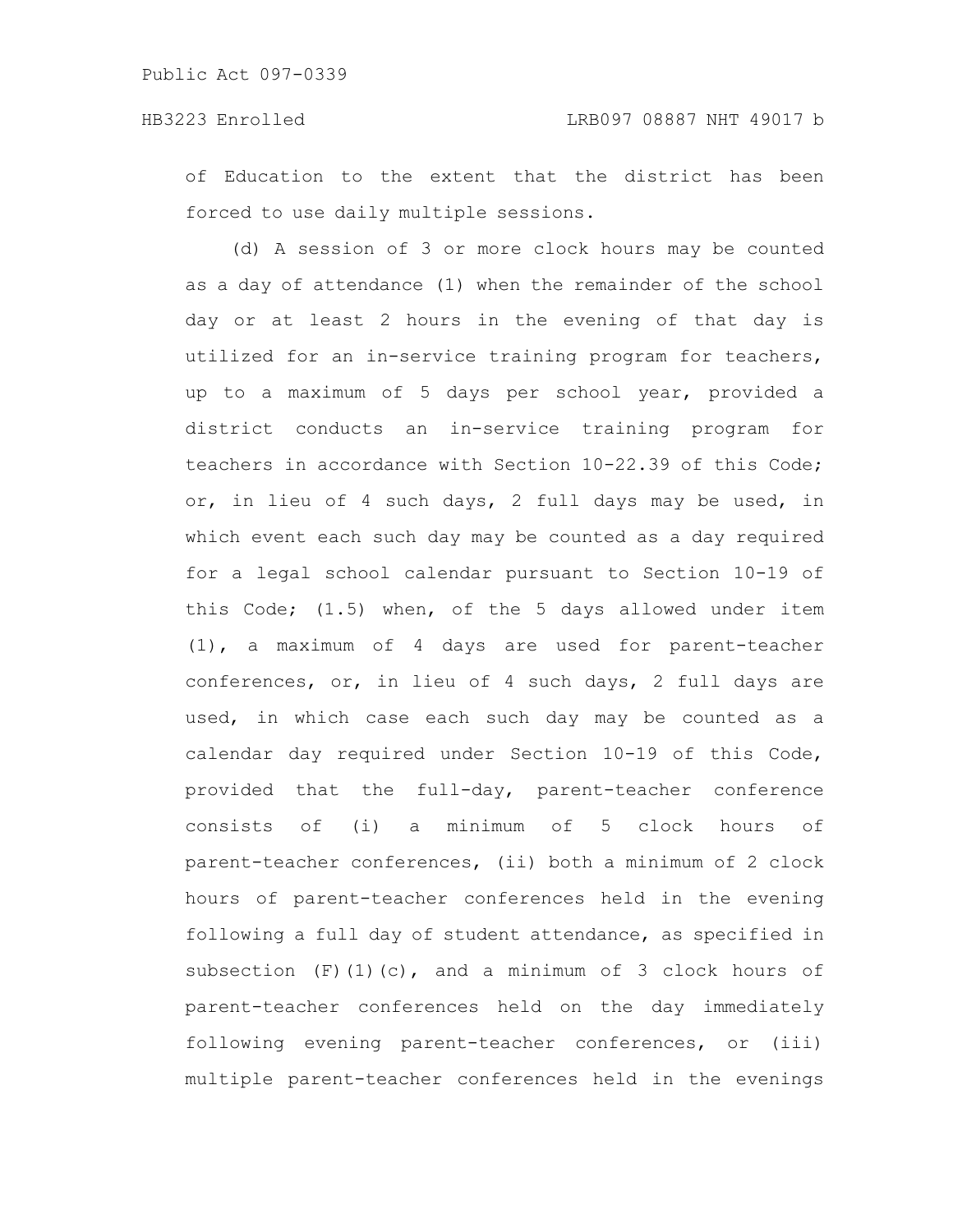of Education to the extent that the district has been forced to use daily multiple sessions.

(d) A session of 3 or more clock hours may be counted as a day of attendance (1) when the remainder of the school day or at least 2 hours in the evening of that day is utilized for an in-service training program for teachers, up to a maximum of 5 days per school year, provided a district conducts an in-service training program for teachers in accordance with Section 10-22.39 of this Code; or, in lieu of 4 such days, 2 full days may be used, in which event each such day may be counted as a day required for a legal school calendar pursuant to Section 10-19 of this Code; (1.5) when, of the 5 days allowed under item (1), a maximum of 4 days are used for parent-teacher conferences, or, in lieu of 4 such days, 2 full days are used, in which case each such day may be counted as a calendar day required under Section 10-19 of this Code, provided that the full-day, parent-teacher conference consists of (i) a minimum of 5 clock hours of parent-teacher conferences, (ii) both a minimum of 2 clock hours of parent-teacher conferences held in the evening following a full day of student attendance, as specified in subsection (F)(1)(c), and a minimum of 3 clock hours of parent-teacher conferences held on the day immediately following evening parent-teacher conferences, or (iii) multiple parent-teacher conferences held in the evenings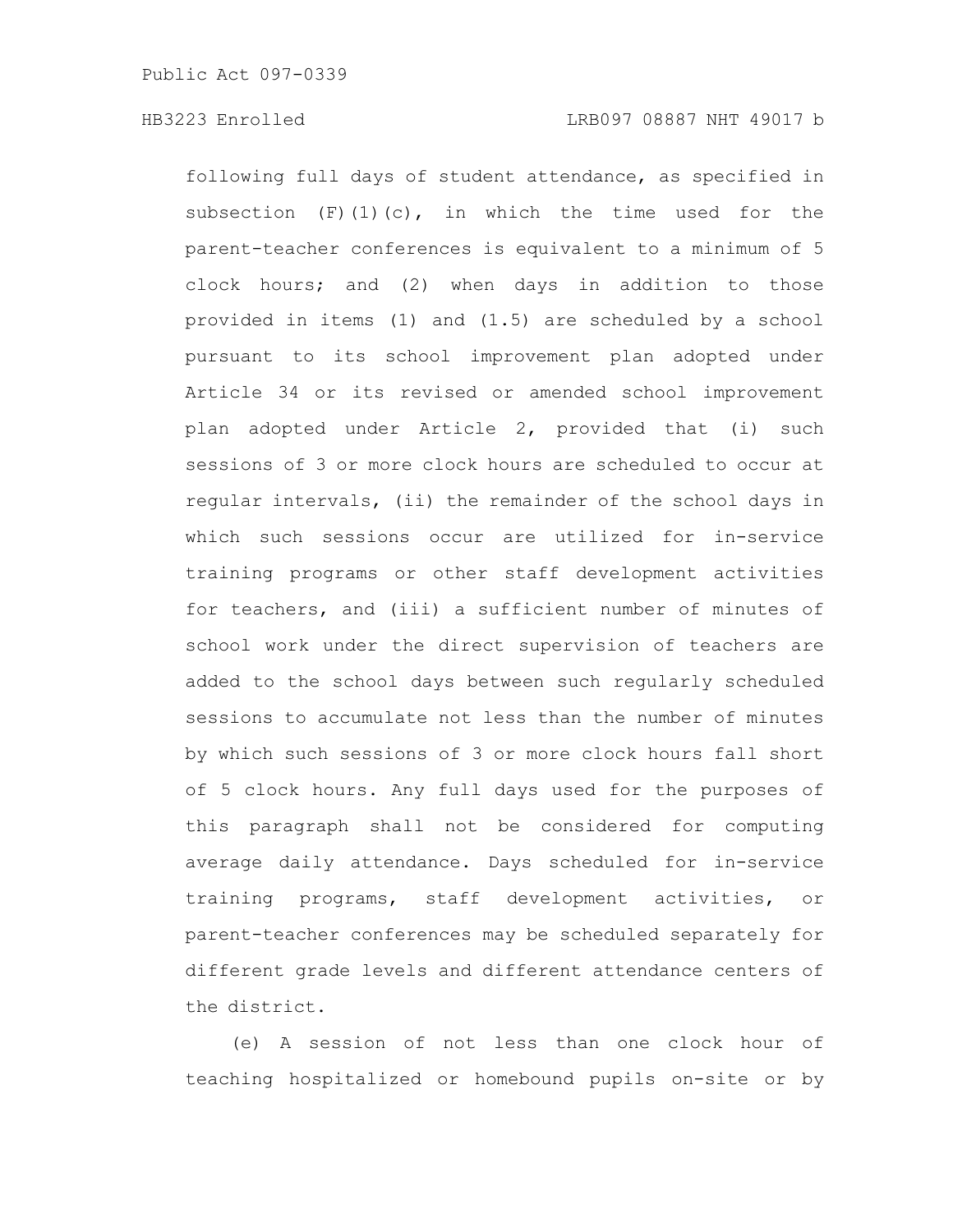following full days of student attendance, as specified in subsection (F)(1)(c), in which the time used for the parent-teacher conferences is equivalent to a minimum of 5 clock hours; and (2) when days in addition to those provided in items (1) and (1.5) are scheduled by a school pursuant to its school improvement plan adopted under Article 34 or its revised or amended school improvement plan adopted under Article 2, provided that (i) such sessions of 3 or more clock hours are scheduled to occur at regular intervals, (ii) the remainder of the school days in which such sessions occur are utilized for in-service training programs or other staff development activities for teachers, and (iii) a sufficient number of minutes of school work under the direct supervision of teachers are added to the school days between such regularly scheduled sessions to accumulate not less than the number of minutes by which such sessions of 3 or more clock hours fall short of 5 clock hours. Any full days used for the purposes of this paragraph shall not be considered for computing average daily attendance. Days scheduled for in-service training programs, staff development activities, or parent-teacher conferences may be scheduled separately for different grade levels and different attendance centers of the district.

(e) A session of not less than one clock hour of teaching hospitalized or homebound pupils on-site or by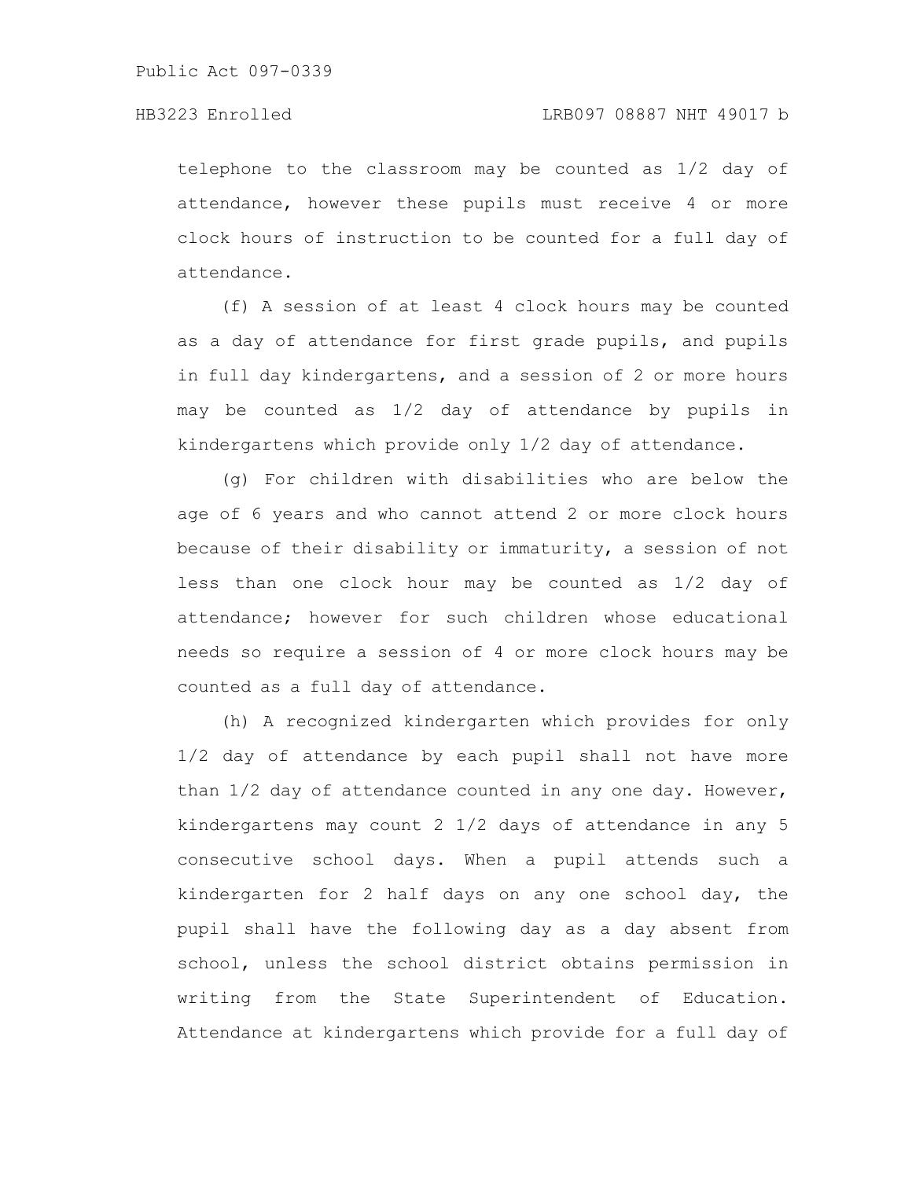telephone to the classroom may be counted as 1/2 day of attendance, however these pupils must receive 4 or more clock hours of instruction to be counted for a full day of attendance.

(f) A session of at least 4 clock hours may be counted as a day of attendance for first grade pupils, and pupils in full day kindergartens, and a session of 2 or more hours may be counted as 1/2 day of attendance by pupils in kindergartens which provide only 1/2 day of attendance.

(g) For children with disabilities who are below the age of 6 years and who cannot attend 2 or more clock hours because of their disability or immaturity, a session of not less than one clock hour may be counted as 1/2 day of attendance; however for such children whose educational needs so require a session of 4 or more clock hours may be counted as a full day of attendance.

(h) A recognized kindergarten which provides for only 1/2 day of attendance by each pupil shall not have more than 1/2 day of attendance counted in any one day. However, kindergartens may count 2 1/2 days of attendance in any 5 consecutive school days. When a pupil attends such a kindergarten for 2 half days on any one school day, the pupil shall have the following day as a day absent from school, unless the school district obtains permission in writing from the State Superintendent of Education. Attendance at kindergartens which provide for a full day of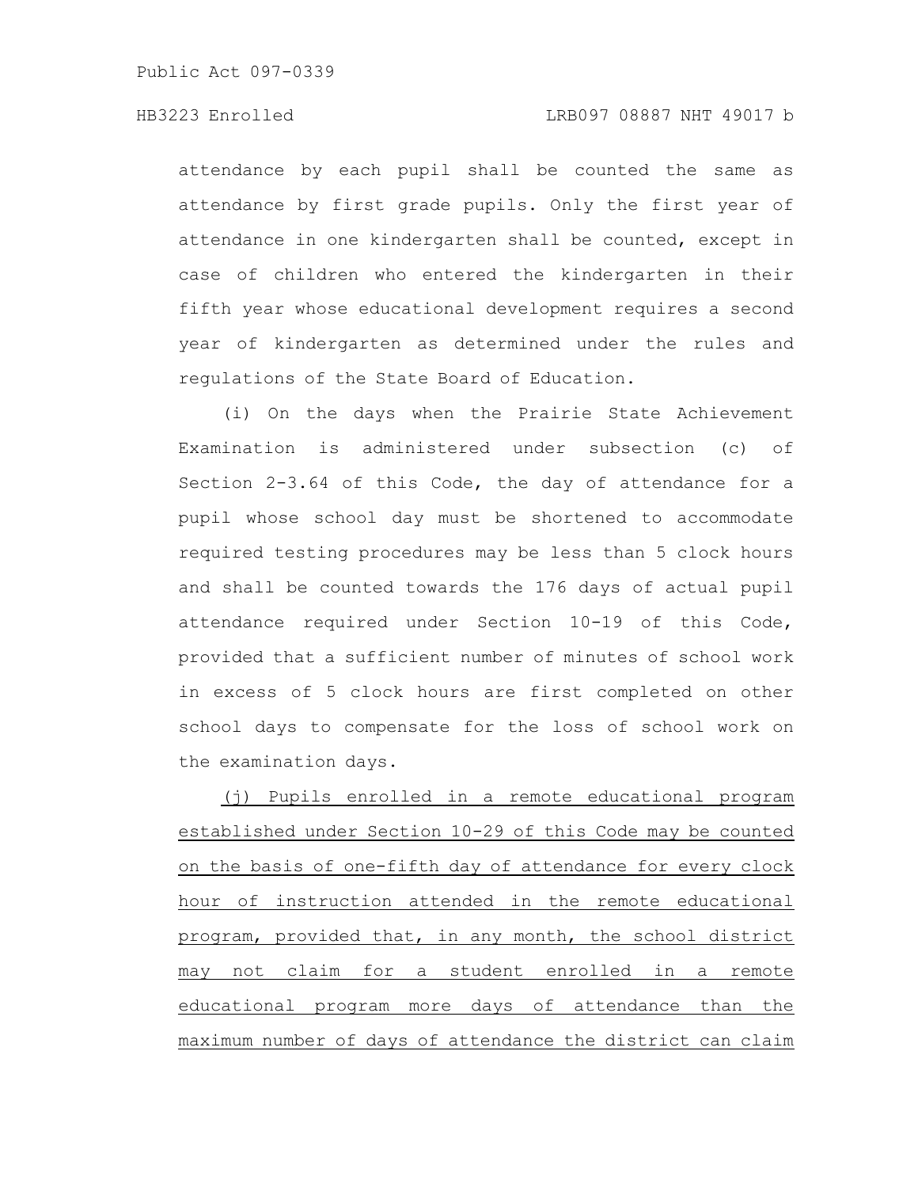attendance by each pupil shall be counted the same as attendance by first grade pupils. Only the first year of attendance in one kindergarten shall be counted, except in case of children who entered the kindergarten in their fifth year whose educational development requires a second year of kindergarten as determined under the rules and regulations of the State Board of Education.

(i) On the days when the Prairie State Achievement Examination is administered under subsection (c) of Section 2-3.64 of this Code, the day of attendance for a pupil whose school day must be shortened to accommodate required testing procedures may be less than 5 clock hours and shall be counted towards the 176 days of actual pupil attendance required under Section 10-19 of this Code, provided that a sufficient number of minutes of school work in excess of 5 clock hours are first completed on other school days to compensate for the loss of school work on the examination days.

<u>(j) Pupils enrolled in a remote educational program established under Section 10-29 of this Code may be counted on the basis of one-fifth day of attendance for every clock hour of instruction attended in the remote educational program, provided that, in any month, the school district may not claim for a student enrolled in a remote educational program more days of attendance than the maximum number of days of attendance the district can claim</u>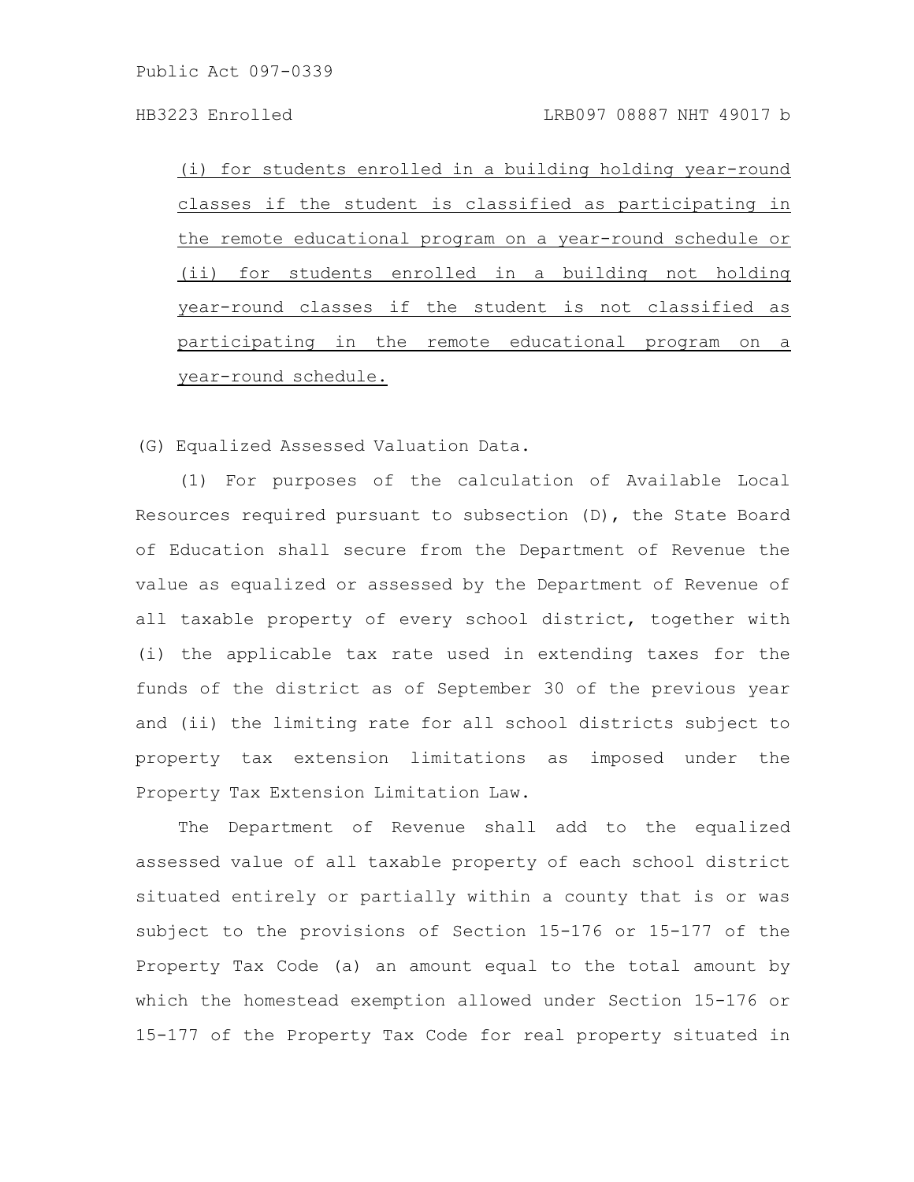(i) for students enrolled in a building holding year-round classes if the student is classified as participating in the remote educational program on a year-round schedule or (ii) for students enrolled in a building not holding year-round classes if the student is not classified as participating in the remote educational program on a year-round schedule.

(G) Equalized Assessed Valuation Data.

(1) For purposes of the calculation of Available Local Resources required pursuant to subsection (D), the State Board of Education shall secure from the Department of Revenue the value as equalized or assessed by the Department of Revenue of all taxable property of every school district, together with (i) the applicable tax rate used in extending taxes for the funds of the district as of September 30 of the previous year and (ii) the limiting rate for all school districts subject to property tax extension limitations as imposed under the Property Tax Extension Limitation Law.

The Department of Revenue shall add to the equalized assessed value of all taxable property of each school district situated entirely or partially within a county that is or was subject to the provisions of Section 15-176 or 15-177 of the Property Tax Code (a) an amount equal to the total amount by which the homestead exemption allowed under Section 15-176 or 15-177 of the Property Tax Code for real property situated in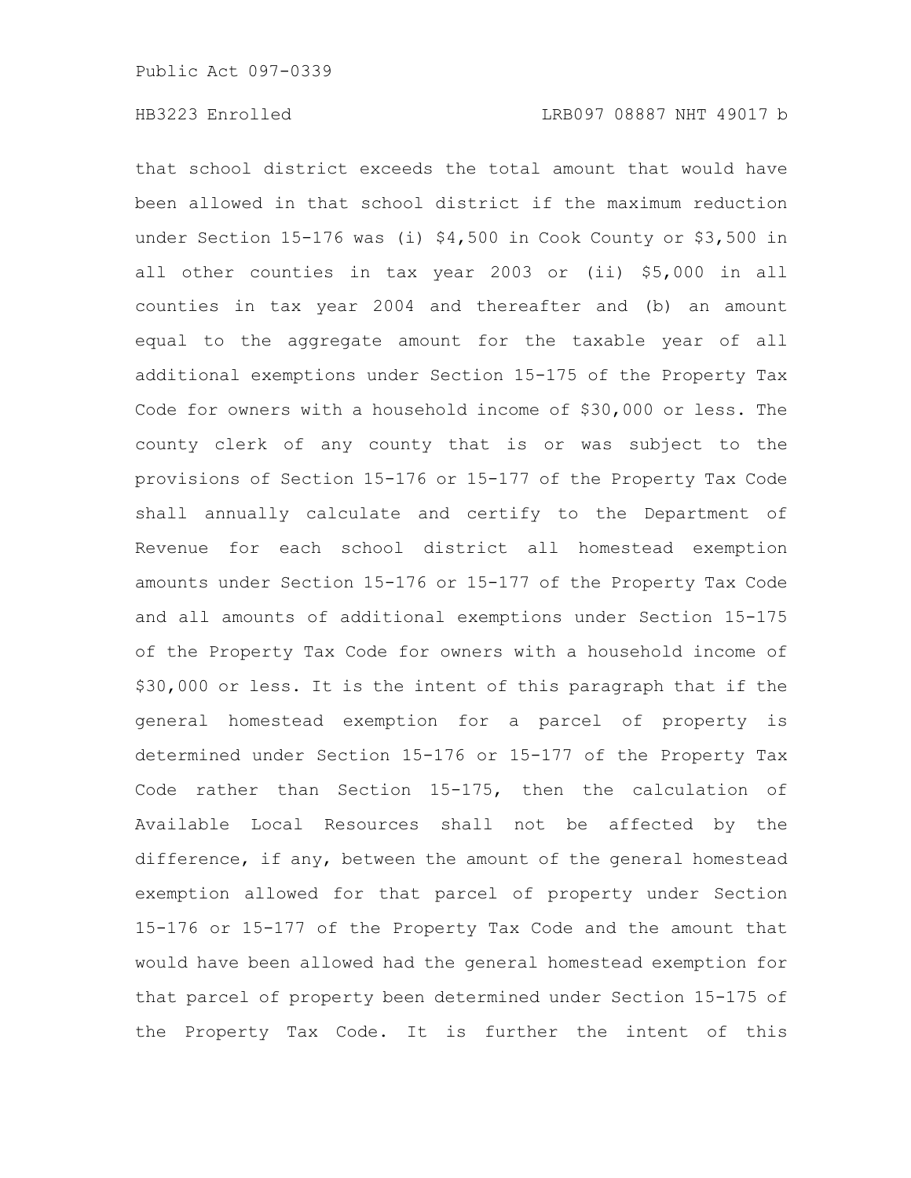that school district exceeds the total amount that would have been allowed in that school district if the maximum reduction under Section 15-176 was (i) $4,500 in Cook County or $3,500 in all other counties in tax year 2003 or (ii) $5,000 in all counties in tax year 2004 and thereafter and (b) an amount equal to the aggregate amount for the taxable year of all additional exemptions under Section 15-175 of the Property Tax Code for owners with a household income of $30,000 or less. The county clerk of any county that is or was subject to the provisions of Section 15-176 or 15-177 of the Property Tax Code shall annually calculate and certify to the Department of Revenue for each school district all homestead exemption amounts under Section 15-176 or 15-177 of the Property Tax Code and all amounts of additional exemptions under Section 15-175 of the Property Tax Code for owners with a household income of $30,000 or less. It is the intent of this paragraph that if the general homestead exemption for a parcel of property is determined under Section 15-176 or 15-177 of the Property Tax Code rather than Section 15-175, then the calculation of Available Local Resources shall not be affected by the difference, if any, between the amount of the general homestead exemption allowed for that parcel of property under Section 15-176 or 15-177 of the Property Tax Code and the amount that would have been allowed had the general homestead exemption for that parcel of property been determined under Section 15-175 of the Property Tax Code. It is further the intent of this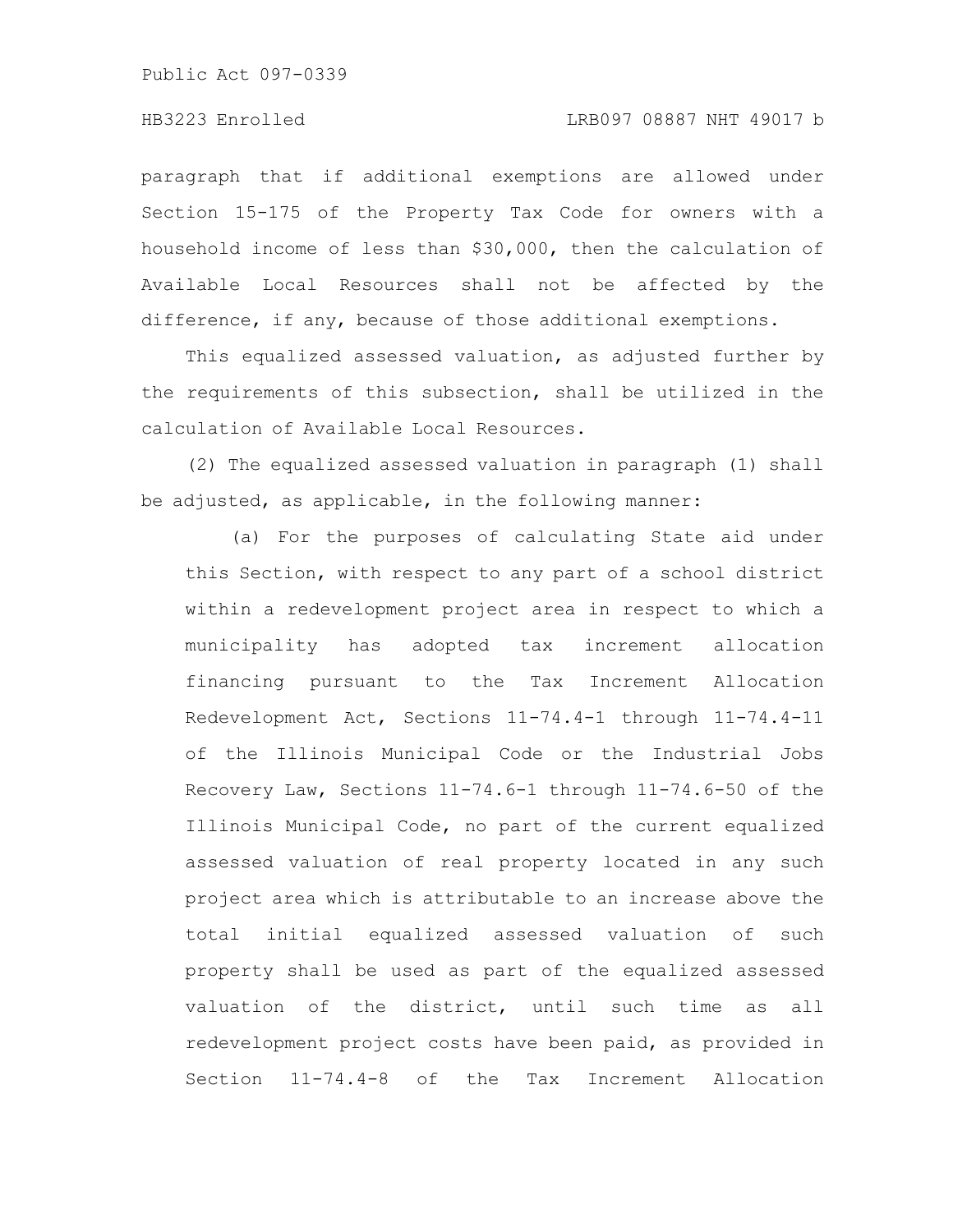paragraph that if additional exemptions are allowed under Section 15-175 of the Property Tax Code for owners with a household income of less than $30,000, then the calculation of Available Local Resources shall not be affected by the difference, if any, because of those additional exemptions.

This equalized assessed valuation, as adjusted further by the requirements of this subsection, shall be utilized in the calculation of Available Local Resources.

(2) The equalized assessed valuation in paragraph (1) shall be adjusted, as applicable, in the following manner:

(a) For the purposes of calculating State aid under this Section, with respect to any part of a school district within a redevelopment project area in respect to which a municipality has adopted tax increment allocation financing pursuant to the Tax Increment Allocation Redevelopment Act, Sections 11-74.4-1 through 11-74.4-11 of the Illinois Municipal Code or the Industrial Jobs Recovery Law, Sections 11-74.6-1 through 11-74.6-50 of the Illinois Municipal Code, no part of the current equalized assessed valuation of real property located in any such project area which is attributable to an increase above the total initial equalized assessed valuation of such property shall be used as part of the equalized assessed valuation of the district, until such time as all redevelopment project costs have been paid, as provided in Section 11-74.4-8 of the Tax Increment Allocation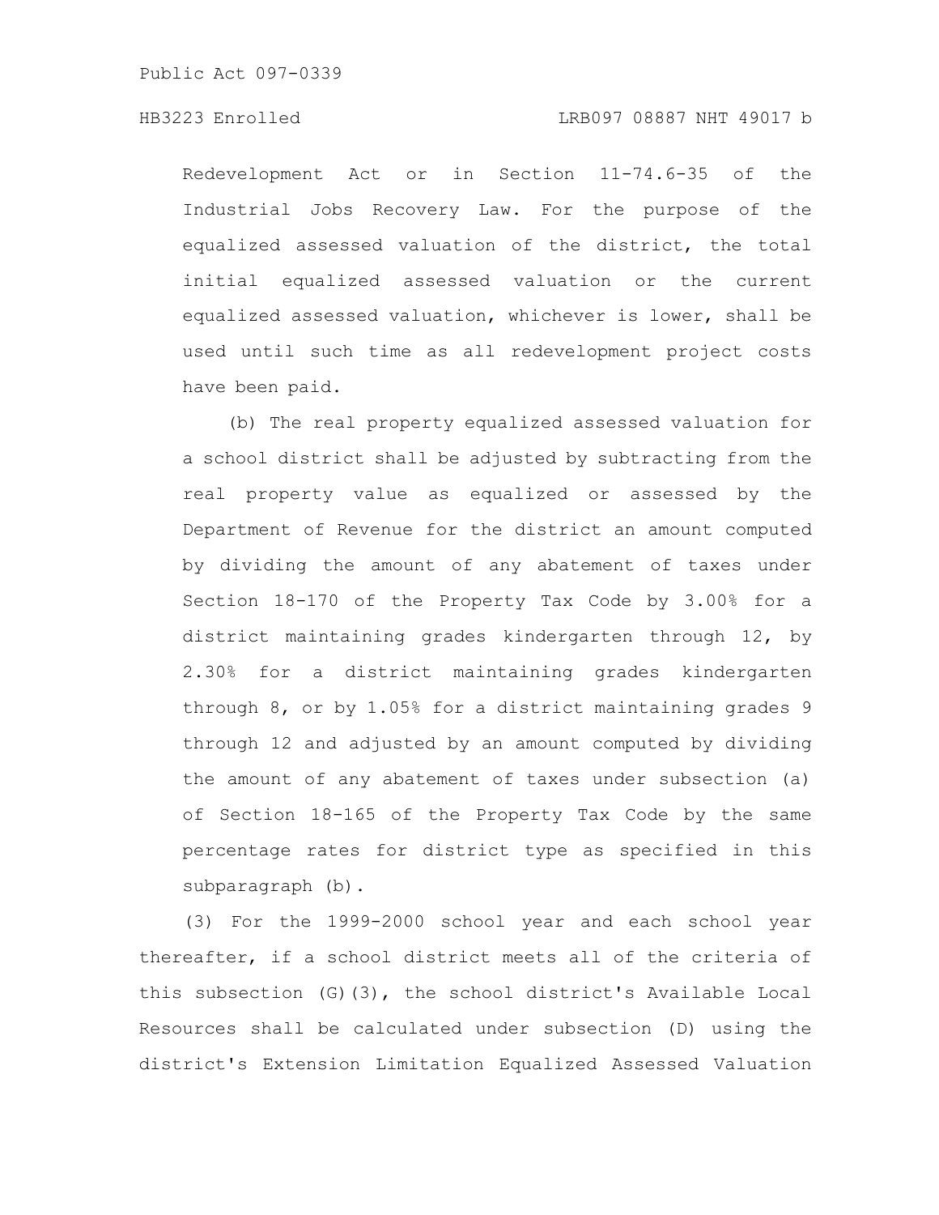Redevelopment Act or in Section 11-74.6-35 of the Industrial Jobs Recovery Law. For the purpose of the equalized assessed valuation of the district, the total initial equalized assessed valuation or the current equalized assessed valuation, whichever is lower, shall be used until such time as all redevelopment project costs have been paid.

(b) The real property equalized assessed valuation for a school district shall be adjusted by subtracting from the real property value as equalized or assessed by the Department of Revenue for the district an amount computed by dividing the amount of any abatement of taxes under Section 18-170 of the Property Tax Code by 3.00% for a district maintaining grades kindergarten through 12, by 2.30% for a district maintaining grades kindergarten through 8, or by 1.05% for a district maintaining grades 9 through 12 and adjusted by an amount computed by dividing the amount of any abatement of taxes under subsection (a) of Section 18-165 of the Property Tax Code by the same percentage rates for district type as specified in this subparagraph (b).

(3) For the 1999-2000 school year and each school year thereafter, if a school district meets all of the criteria of this subsection (G)(3), the school district's Available Local Resources shall be calculated under subsection (D) using the district's Extension Limitation Equalized Assessed Valuation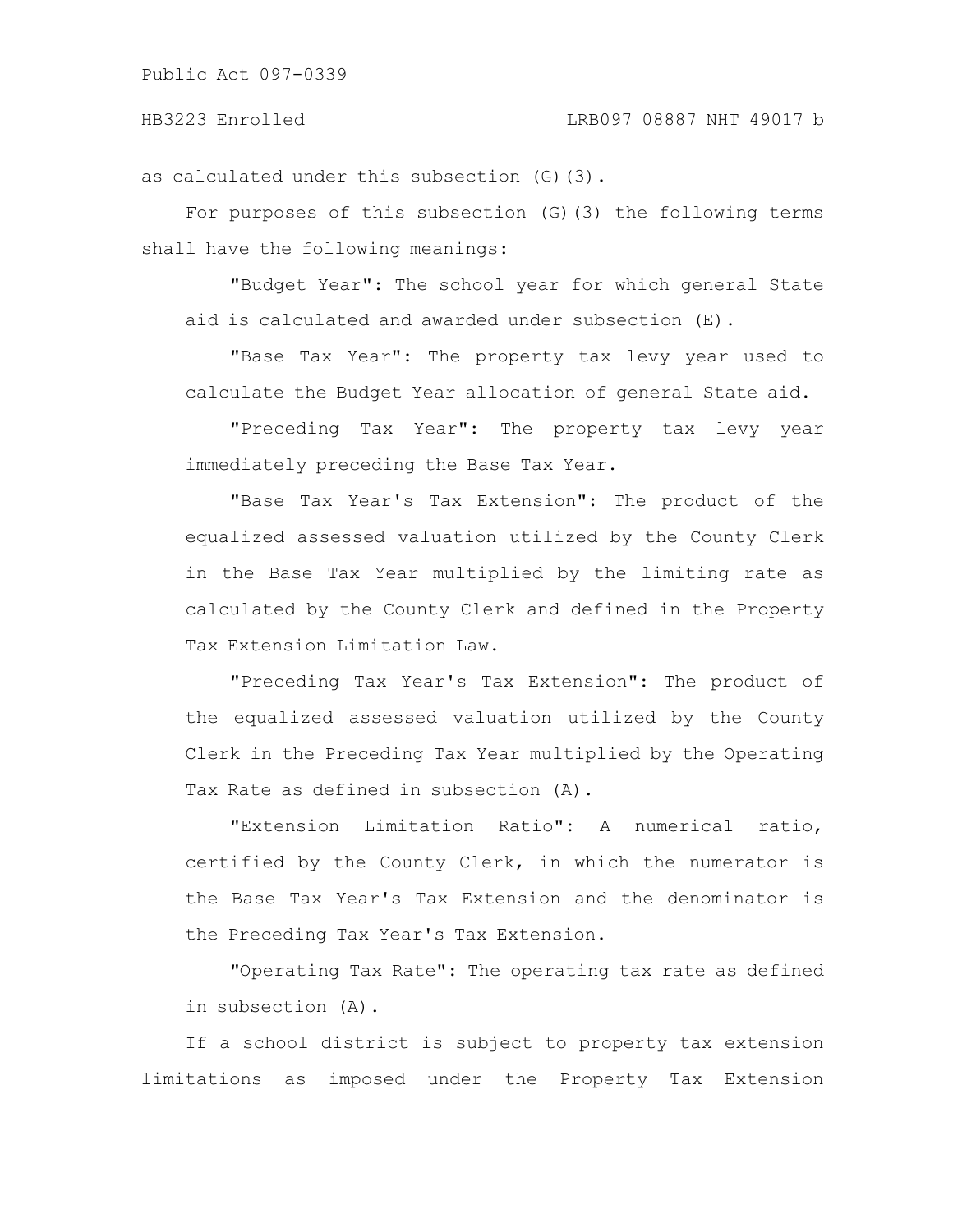as calculated under this subsection (G)(3).

For purposes of this subsection (G)(3) the following terms shall have the following meanings:

"Budget Year": The school year for which general State aid is calculated and awarded under subsection (E).

"Base Tax Year": The property tax levy year used to calculate the Budget Year allocation of general State aid.

"Preceding Tax Year": The property tax levy year immediately preceding the Base Tax Year.

"Base Tax Year's Tax Extension": The product of the equalized assessed valuation utilized by the County Clerk in the Base Tax Year multiplied by the limiting rate as calculated by the County Clerk and defined in the Property Tax Extension Limitation Law.

"Preceding Tax Year's Tax Extension": The product of the equalized assessed valuation utilized by the County Clerk in the Preceding Tax Year multiplied by the Operating Tax Rate as defined in subsection (A).

"Extension Limitation Ratio": A numerical ratio, certified by the County Clerk, in which the numerator is the Base Tax Year's Tax Extension and the denominator is the Preceding Tax Year's Tax Extension.

"Operating Tax Rate": The operating tax rate as defined in subsection (A).

If a school district is subject to property tax extension limitations as imposed under the Property Tax Extension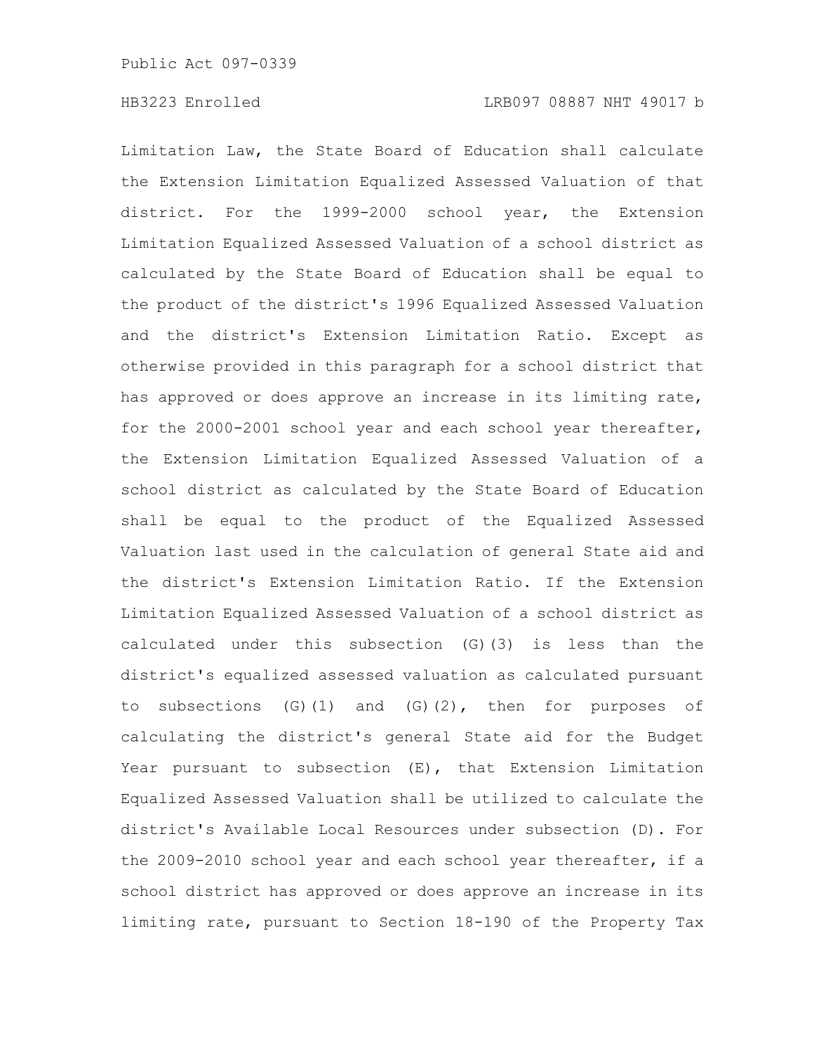Limitation Law, the State Board of Education shall calculate the Extension Limitation Equalized Assessed Valuation of that district. For the 1999-2000 school year, the Extension Limitation Equalized Assessed Valuation of a school district as calculated by the State Board of Education shall be equal to the product of the district's 1996 Equalized Assessed Valuation and the district's Extension Limitation Ratio. Except as otherwise provided in this paragraph for a school district that has approved or does approve an increase in its limiting rate, for the 2000-2001 school year and each school year thereafter, the Extension Limitation Equalized Assessed Valuation of a school district as calculated by the State Board of Education shall be equal to the product of the Equalized Assessed Valuation last used in the calculation of general State aid and the district's Extension Limitation Ratio. If the Extension Limitation Equalized Assessed Valuation of a school district as calculated under this subsection (G)(3) is less than the district's equalized assessed valuation as calculated pursuant to subsections (G)(1) and (G)(2), then for purposes of calculating the district's general State aid for the Budget Year pursuant to subsection (E), that Extension Limitation Equalized Assessed Valuation shall be utilized to calculate the district's Available Local Resources under subsection (D). For the 2009-2010 school year and each school year thereafter, if a school district has approved or does approve an increase in its limiting rate, pursuant to Section 18-190 of the Property Tax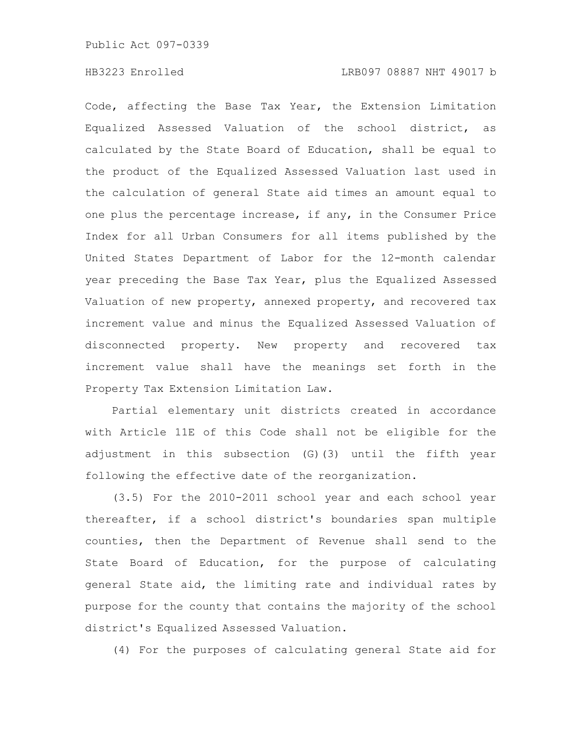Code, affecting the Base Tax Year, the Extension Limitation Equalized Assessed Valuation of the school district, as calculated by the State Board of Education, shall be equal to the product of the Equalized Assessed Valuation last used in the calculation of general State aid times an amount equal to one plus the percentage increase, if any, in the Consumer Price Index for all Urban Consumers for all items published by the United States Department of Labor for the 12-month calendar year preceding the Base Tax Year, plus the Equalized Assessed Valuation of new property, annexed property, and recovered tax increment value and minus the Equalized Assessed Valuation of disconnected property. New property and recovered tax increment value shall have the meanings set forth in the Property Tax Extension Limitation Law.

Partial elementary unit districts created in accordance with Article 11E of this Code shall not be eligible for the adjustment in this subsection (G)(3) until the fifth year following the effective date of the reorganization.

(3.5) For the 2010-2011 school year and each school year thereafter, if a school district's boundaries span multiple counties, then the Department of Revenue shall send to the State Board of Education, for the purpose of calculating general State aid, the limiting rate and individual rates by purpose for the county that contains the majority of the school district's Equalized Assessed Valuation.

(4) For the purposes of calculating general State aid for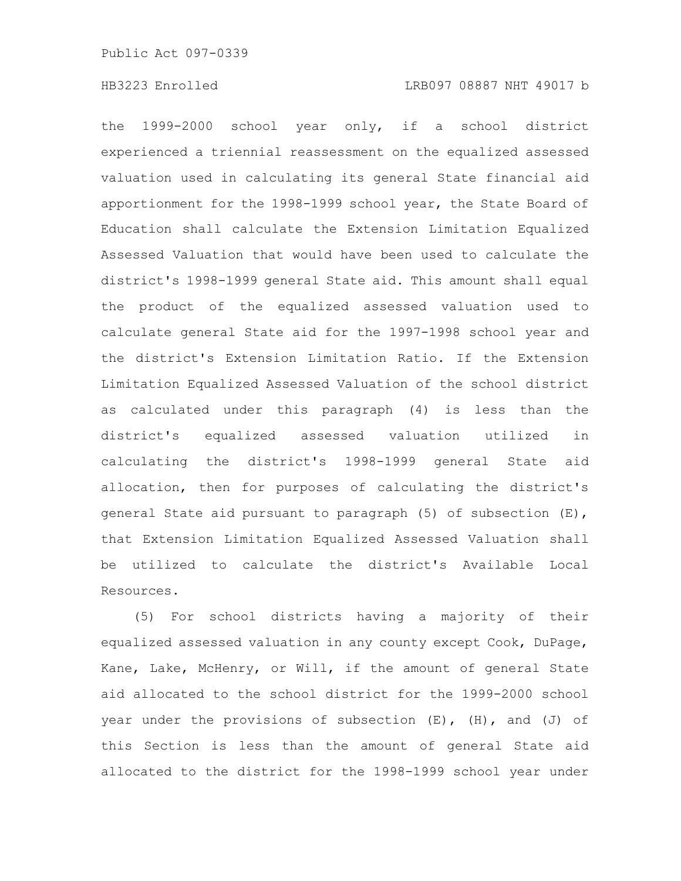the 1999-2000 school year only, if a school district experienced a triennial reassessment on the equalized assessed valuation used in calculating its general State financial aid apportionment for the 1998-1999 school year, the State Board of Education shall calculate the Extension Limitation Equalized Assessed Valuation that would have been used to calculate the district's 1998-1999 general State aid. This amount shall equal the product of the equalized assessed valuation used to calculate general State aid for the 1997-1998 school year and the district's Extension Limitation Ratio. If the Extension Limitation Equalized Assessed Valuation of the school district as calculated under this paragraph (4) is less than the district's equalized assessed valuation utilized in calculating the district's 1998-1999 general State aid allocation, then for purposes of calculating the district's general State aid pursuant to paragraph (5) of subsection (E), that Extension Limitation Equalized Assessed Valuation shall be utilized to calculate the district's Available Local Resources.

(5) For school districts having a majority of their equalized assessed valuation in any county except Cook, DuPage, Kane, Lake, McHenry, or Will, if the amount of general State aid allocated to the school district for the 1999-2000 school year under the provisions of subsection (E), (H), and (J) of this Section is less than the amount of general State aid allocated to the district for the 1998-1999 school year under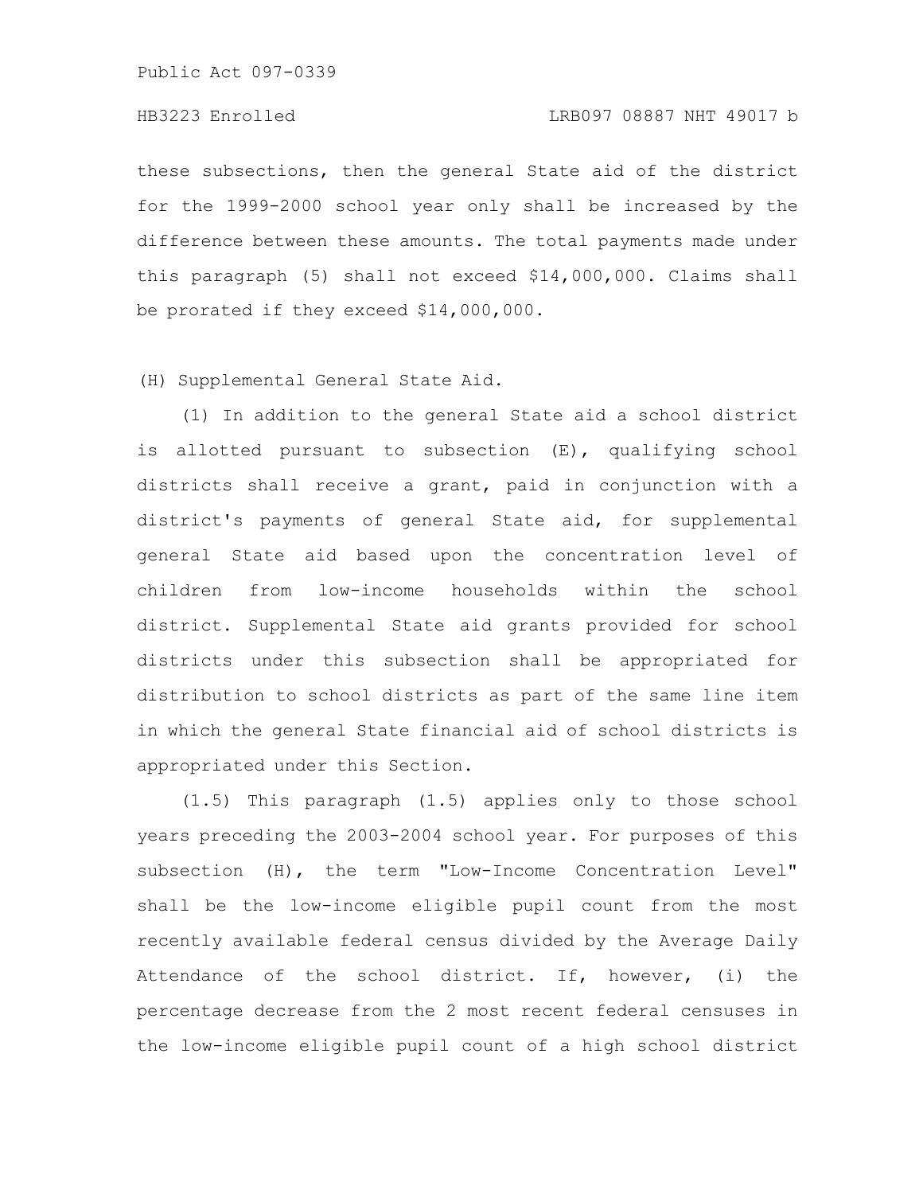these subsections, then the general State aid of the district for the 1999-2000 school year only shall be increased by the difference between these amounts. The total payments made under this paragraph (5) shall not exceed $14,000,000. Claims shall be prorated if they exceed $14,000,000.

(H) Supplemental General State Aid.

(1) In addition to the general State aid a school district is allotted pursuant to subsection (E), qualifying school districts shall receive a grant, paid in conjunction with a district's payments of general State aid, for supplemental general State aid based upon the concentration level of children from low-income households within the school district. Supplemental State aid grants provided for school districts under this subsection shall be appropriated for distribution to school districts as part of the same line item in which the general State financial aid of school districts is appropriated under this Section.

(1.5) This paragraph (1.5) applies only to those school years preceding the 2003-2004 school year. For purposes of this subsection (H), the term "Low-Income Concentration Level" shall be the low-income eligible pupil count from the most recently available federal census divided by the Average Daily Attendance of the school district. If, however, (i) the percentage decrease from the 2 most recent federal censuses in the low-income eligible pupil count of a high school district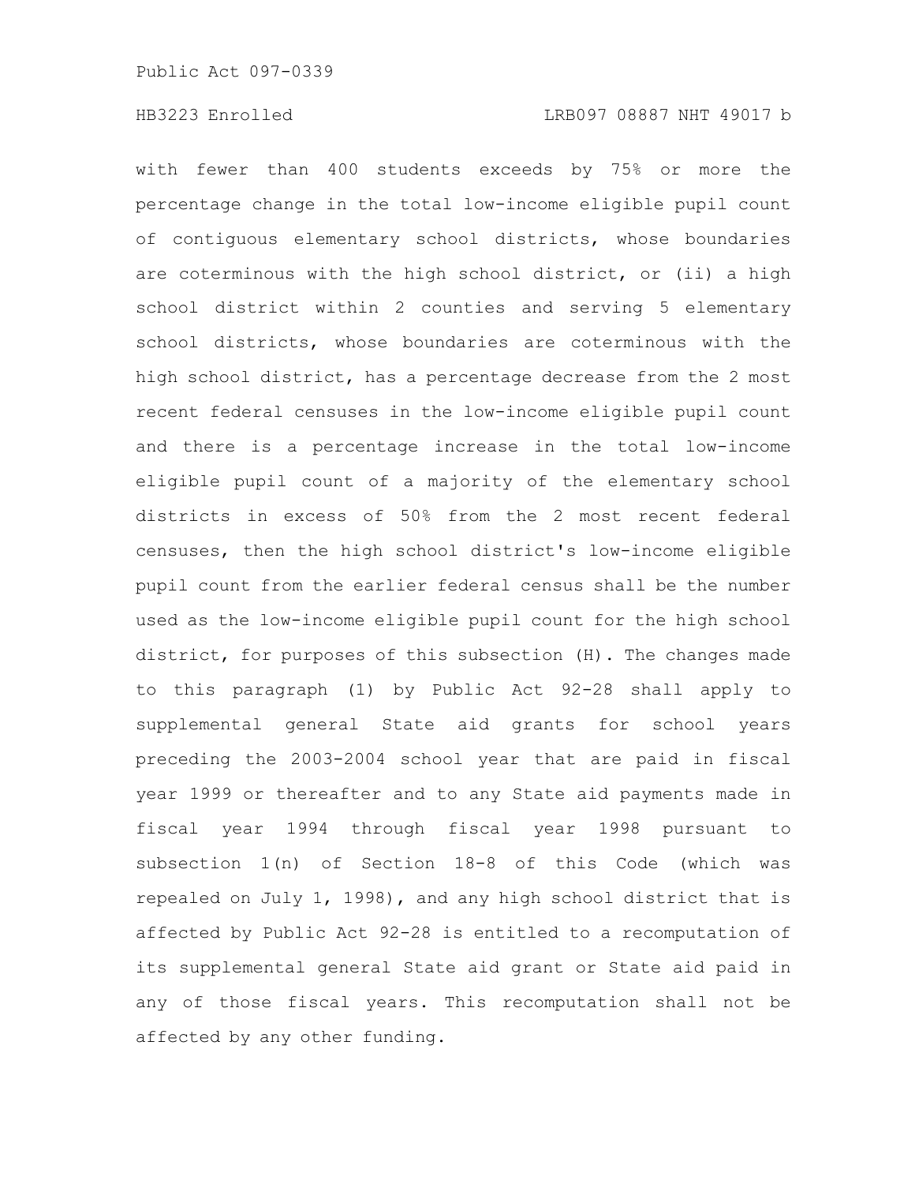with fewer than 400 students exceeds by 75% or more the percentage change in the total low-income eligible pupil count of contiguous elementary school districts, whose boundaries are coterminous with the high school district, or (ii) a high school district within 2 counties and serving 5 elementary school districts, whose boundaries are coterminous with the high school district, has a percentage decrease from the 2 most recent federal censuses in the low-income eligible pupil count and there is a percentage increase in the total low-income eligible pupil count of a majority of the elementary school districts in excess of 50% from the 2 most recent federal censuses, then the high school district's low-income eligible pupil count from the earlier federal census shall be the number used as the low-income eligible pupil count for the high school district, for purposes of this subsection (H). The changes made to this paragraph (1) by Public Act 92-28 shall apply to supplemental general State aid grants for school years preceding the 2003-2004 school year that are paid in fiscal year 1999 or thereafter and to any State aid payments made in fiscal year 1994 through fiscal year 1998 pursuant to subsection 1(n) of Section 18-8 of this Code (which was repealed on July 1, 1998), and any high school district that is affected by Public Act 92-28 is entitled to a recomputation of its supplemental general State aid grant or State aid paid in any of those fiscal years. This recomputation shall not be affected by any other funding.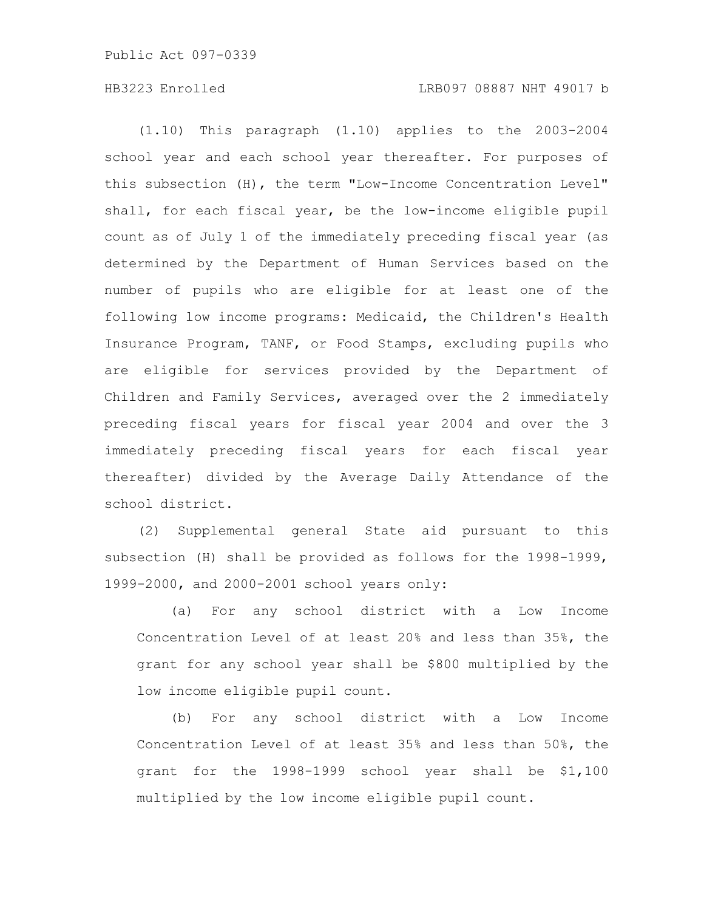(1.10) This paragraph (1.10) applies to the 2003-2004 school year and each school year thereafter. For purposes of this subsection (H), the term "Low-Income Concentration Level" shall, for each fiscal year, be the low-income eligible pupil count as of July 1 of the immediately preceding fiscal year (as determined by the Department of Human Services based on the number of pupils who are eligible for at least one of the following low income programs: Medicaid, the Children's Health Insurance Program, TANF, or Food Stamps, excluding pupils who are eligible for services provided by the Department of Children and Family Services, averaged over the 2 immediately preceding fiscal years for fiscal year 2004 and over the 3 immediately preceding fiscal years for each fiscal year thereafter) divided by the Average Daily Attendance of the school district.

(2) Supplemental general State aid pursuant to this subsection (H) shall be provided as follows for the 1998-1999, 1999-2000, and 2000-2001 school years only:

(a) For any school district with a Low Income Concentration Level of at least 20% and less than 35%, the grant for any school year shall be $800 multiplied by the low income eligible pupil count.

(b) For any school district with a Low Income Concentration Level of at least 35% and less than 50%, the grant for the 1998-1999 school year shall be $1,100 multiplied by the low income eligible pupil count.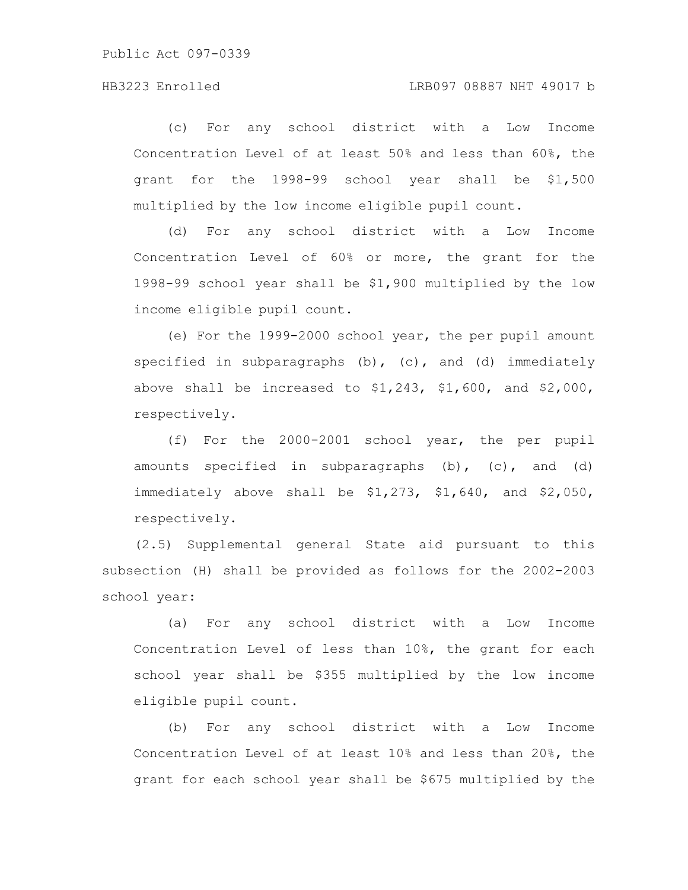(c) For any school district with a Low Income Concentration Level of at least 50% and less than 60%, the grant for the 1998-99 school year shall be $1,500 multiplied by the low income eligible pupil count.

(d) For any school district with a Low Income Concentration Level of 60% or more, the grant for the 1998-99 school year shall be $1,900 multiplied by the low income eligible pupil count.

(e) For the 1999-2000 school year, the per pupil amount specified in subparagraphs (b), (c), and (d) immediately above shall be increased to $1,243, $1,600, and $2,000, respectively.

(f) For the 2000-2001 school year, the per pupil amounts specified in subparagraphs (b), (c), and (d) immediately above shall be $1,273, $1,640, and $2,050, respectively.

(2.5) Supplemental general State aid pursuant to this subsection (H) shall be provided as follows for the 2002-2003 school year:

(a) For any school district with a Low Income Concentration Level of less than 10%, the grant for each school year shall be $355 multiplied by the low income eligible pupil count.

(b) For any school district with a Low Income Concentration Level of at least 10% and less than 20%, the grant for each school year shall be $675 multiplied by the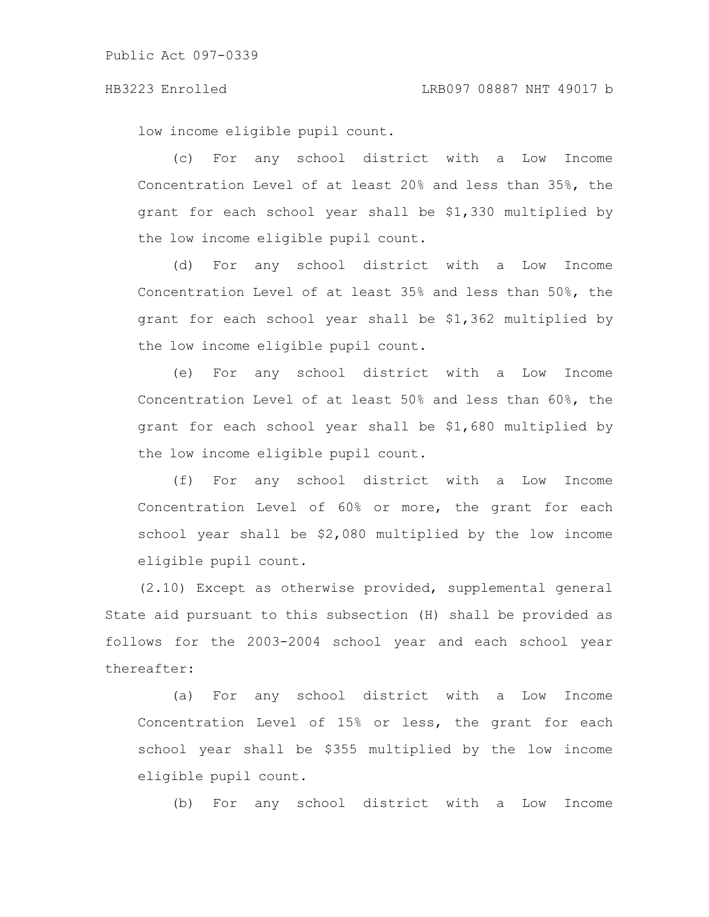low income eligible pupil count.

(c) For any school district with a Low Income Concentration Level of at least 20% and less than 35%, the grant for each school year shall be $1,330 multiplied by the low income eligible pupil count.

(d) For any school district with a Low Income Concentration Level of at least 35% and less than 50%, the grant for each school year shall be $1,362 multiplied by the low income eligible pupil count.

(e) For any school district with a Low Income Concentration Level of at least 50% and less than 60%, the grant for each school year shall be $1,680 multiplied by the low income eligible pupil count.

(f) For any school district with a Low Income Concentration Level of 60% or more, the grant for each school year shall be $2,080 multiplied by the low income eligible pupil count.

(2.10) Except as otherwise provided, supplemental general State aid pursuant to this subsection (H) shall be provided as follows for the 2003-2004 school year and each school year thereafter:

(a) For any school district with a Low Income Concentration Level of 15% or less, the grant for each school year shall be $355 multiplied by the low income eligible pupil count.

(b) For any school district with a Low Income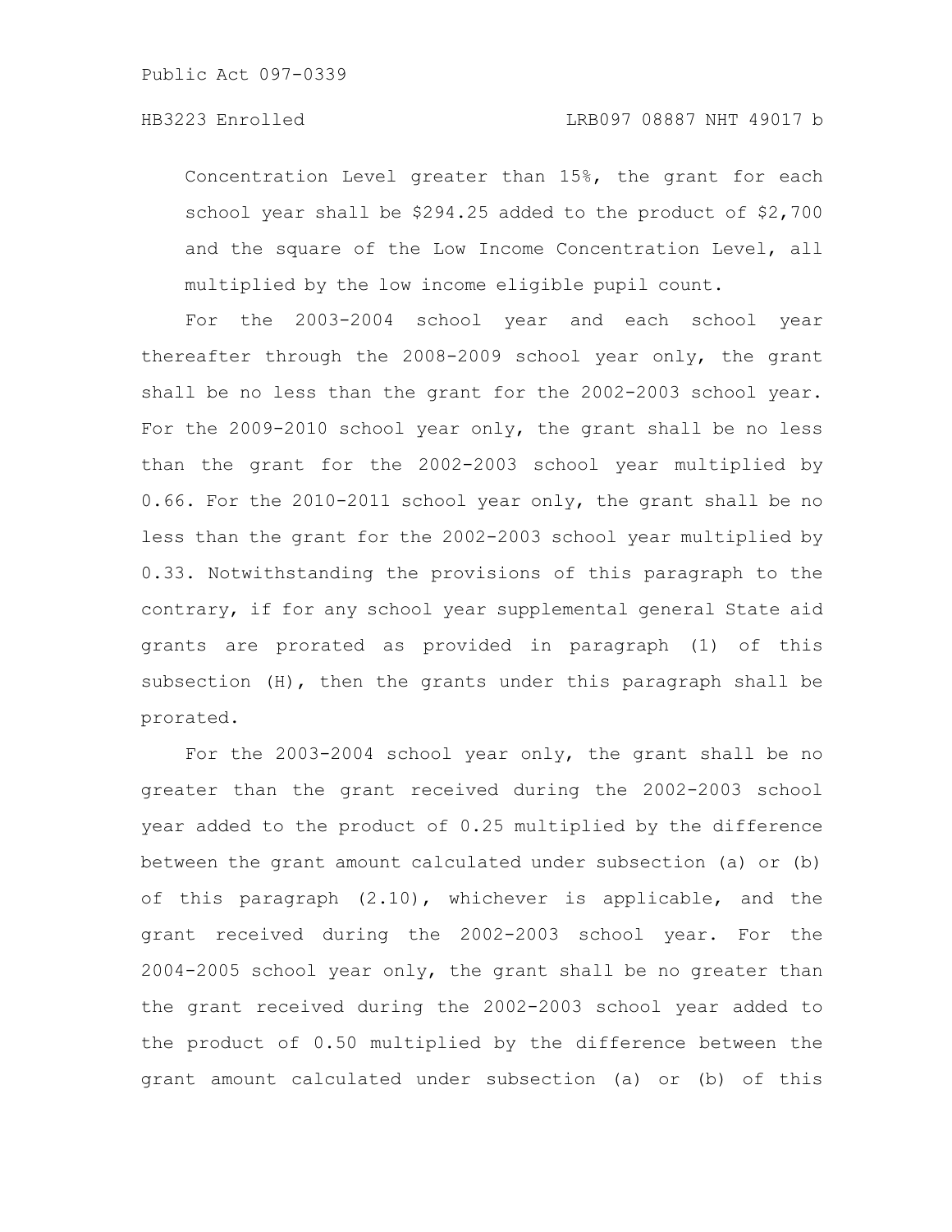Concentration Level greater than 15%, the grant for each school year shall be $294.25 added to the product of $2,700 and the square of the Low Income Concentration Level, all multiplied by the low income eligible pupil count.

For the 2003-2004 school year and each school year thereafter through the 2008-2009 school year only, the grant shall be no less than the grant for the 2002-2003 school year. For the 2009-2010 school year only, the grant shall be no less than the grant for the 2002-2003 school year multiplied by 0.66. For the 2010-2011 school year only, the grant shall be no less than the grant for the 2002-2003 school year multiplied by 0.33. Notwithstanding the provisions of this paragraph to the contrary, if for any school year supplemental general State aid grants are prorated as provided in paragraph (1) of this subsection (H), then the grants under this paragraph shall be prorated.

For the 2003-2004 school year only, the grant shall be no greater than the grant received during the 2002-2003 school year added to the product of 0.25 multiplied by the difference between the grant amount calculated under subsection (a) or (b) of this paragraph (2.10), whichever is applicable, and the grant received during the 2002-2003 school year. For the 2004-2005 school year only, the grant shall be no greater than the grant received during the 2002-2003 school year added to the product of 0.50 multiplied by the difference between the grant amount calculated under subsection (a) or (b) of this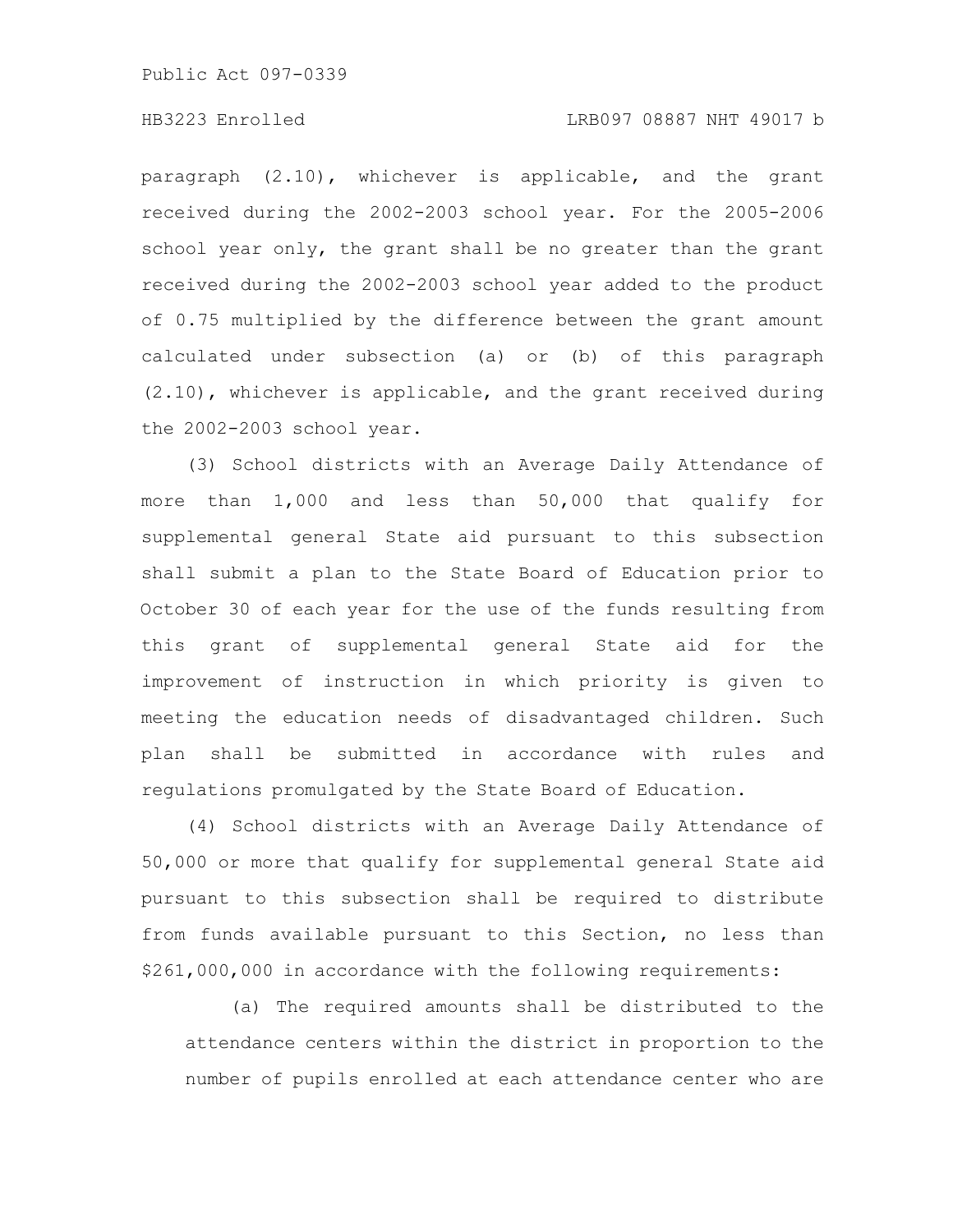paragraph (2.10), whichever is applicable, and the grant received during the 2002-2003 school year. For the 2005-2006 school year only, the grant shall be no greater than the grant received during the 2002-2003 school year added to the product of 0.75 multiplied by the difference between the grant amount calculated under subsection (a) or (b) of this paragraph (2.10), whichever is applicable, and the grant received during the 2002-2003 school year.

(3) School districts with an Average Daily Attendance of more than 1,000 and less than 50,000 that qualify for supplemental general State aid pursuant to this subsection shall submit a plan to the State Board of Education prior to October 30 of each year for the use of the funds resulting from this grant of supplemental general State aid for the improvement of instruction in which priority is given to meeting the education needs of disadvantaged children. Such plan shall be submitted in accordance with rules and regulations promulgated by the State Board of Education.

(4) School districts with an Average Daily Attendance of 50,000 or more that qualify for supplemental general State aid pursuant to this subsection shall be required to distribute from funds available pursuant to this Section, no less than $261,000,000 in accordance with the following requirements:

(a) The required amounts shall be distributed to the attendance centers within the district in proportion to the number of pupils enrolled at each attendance center who are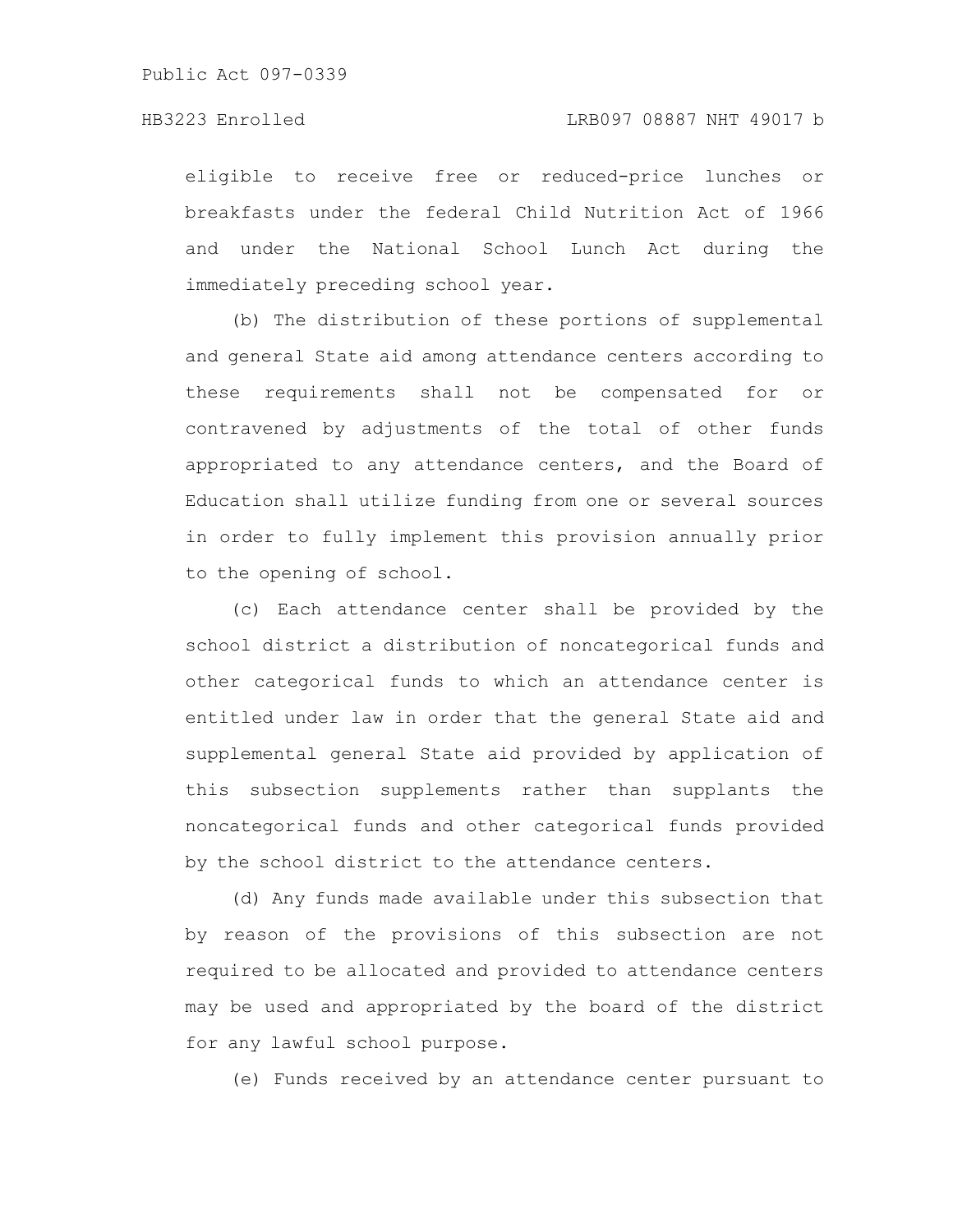eligible to receive free or reduced-price lunches or breakfasts under the federal Child Nutrition Act of 1966 and under the National School Lunch Act during the immediately preceding school year.

(b) The distribution of these portions of supplemental and general State aid among attendance centers according to these requirements shall not be compensated for or contravened by adjustments of the total of other funds appropriated to any attendance centers, and the Board of Education shall utilize funding from one or several sources in order to fully implement this provision annually prior to the opening of school.

(c) Each attendance center shall be provided by the school district a distribution of noncategorical funds and other categorical funds to which an attendance center is entitled under law in order that the general State aid and supplemental general State aid provided by application of this subsection supplements rather than supplants the noncategorical funds and other categorical funds provided by the school district to the attendance centers.

(d) Any funds made available under this subsection that by reason of the provisions of this subsection are not required to be allocated and provided to attendance centers may be used and appropriated by the board of the district for any lawful school purpose.

(e) Funds received by an attendance center pursuant to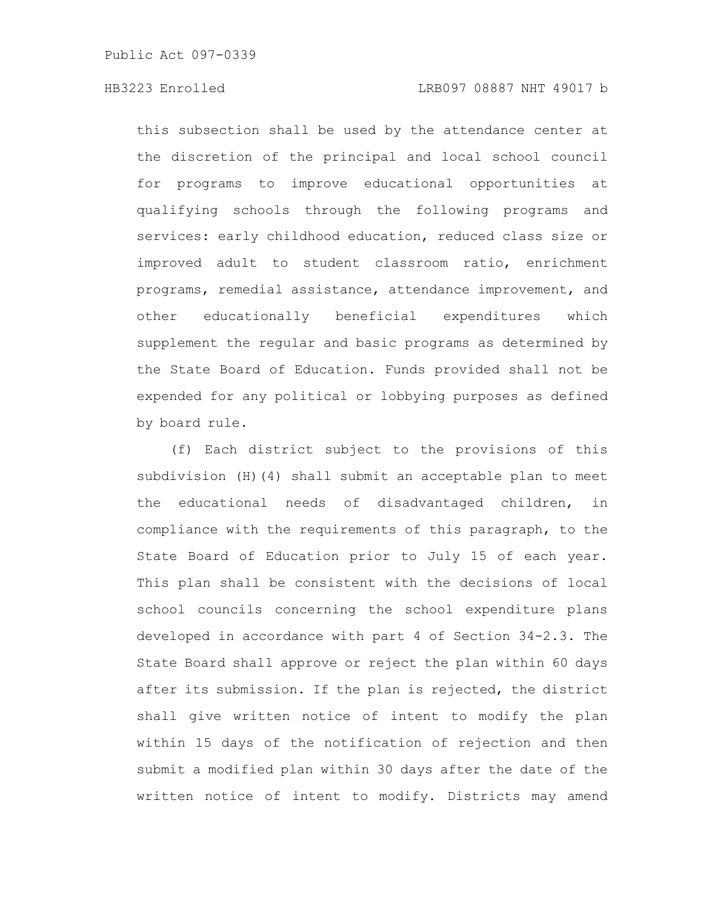this subsection shall be used by the attendance center at the discretion of the principal and local school council for programs to improve educational opportunities at qualifying schools through the following programs and services: early childhood education, reduced class size or improved adult to student classroom ratio, enrichment programs, remedial assistance, attendance improvement, and other educationally beneficial expenditures which supplement the regular and basic programs as determined by the State Board of Education. Funds provided shall not be expended for any political or lobbying purposes as defined by board rule.

(f) Each district subject to the provisions of this subdivision (H)(4) shall submit an acceptable plan to meet the educational needs of disadvantaged children, in compliance with the requirements of this paragraph, to the State Board of Education prior to July 15 of each year. This plan shall be consistent with the decisions of local school councils concerning the school expenditure plans developed in accordance with part 4 of Section 34-2.3. The State Board shall approve or reject the plan within 60 days after its submission. If the plan is rejected, the district shall give written notice of intent to modify the plan within 15 days of the notification of rejection and then submit a modified plan within 30 days after the date of the written notice of intent to modify. Districts may amend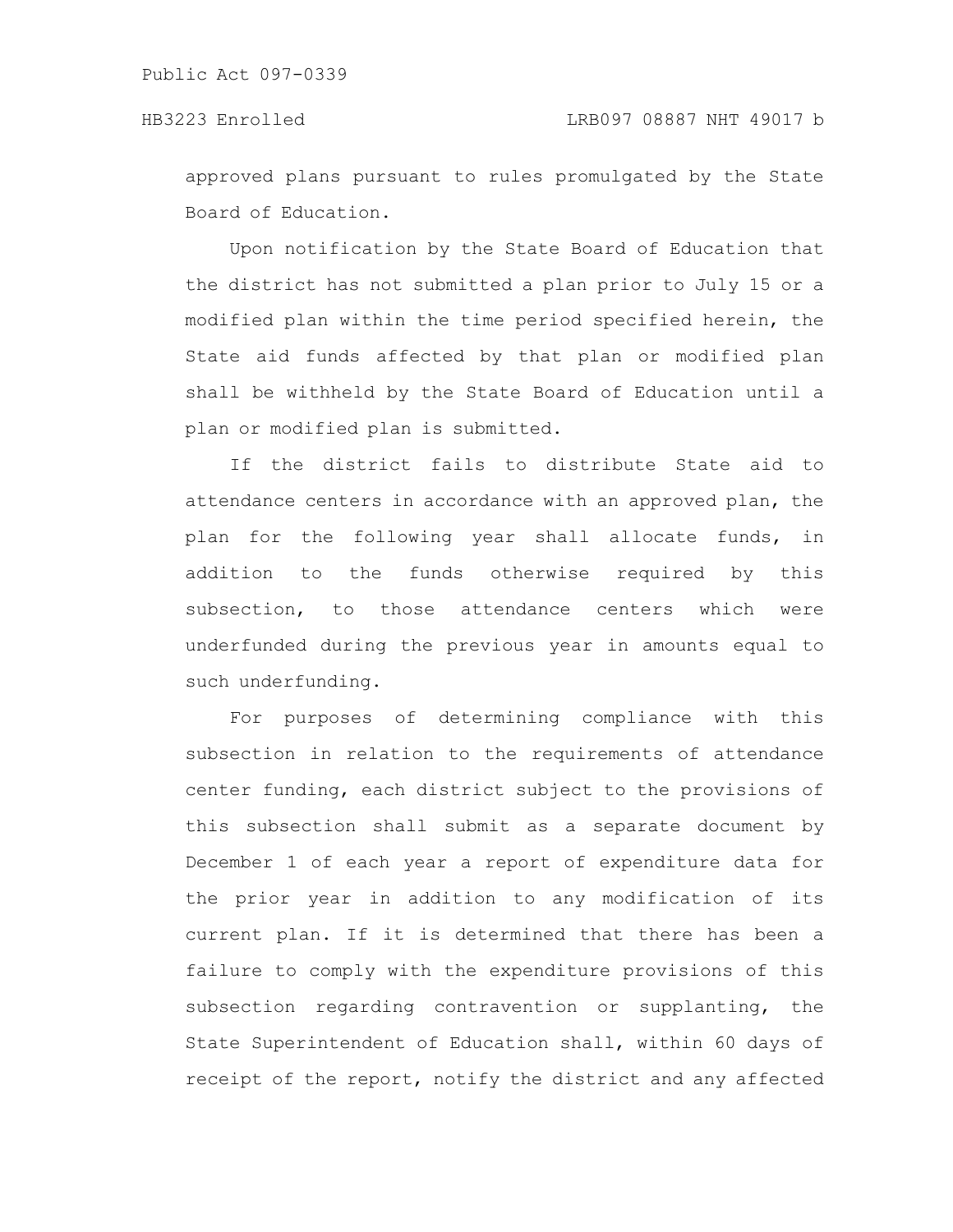approved plans pursuant to rules promulgated by the State Board of Education.

Upon notification by the State Board of Education that the district has not submitted a plan prior to July 15 or a modified plan within the time period specified herein, the State aid funds affected by that plan or modified plan shall be withheld by the State Board of Education until a plan or modified plan is submitted.

If the district fails to distribute State aid to attendance centers in accordance with an approved plan, the plan for the following year shall allocate funds, in addition to the funds otherwise required by this subsection, to those attendance centers which were underfunded during the previous year in amounts equal to such underfunding.

For purposes of determining compliance with this subsection in relation to the requirements of attendance center funding, each district subject to the provisions of this subsection shall submit as a separate document by December 1 of each year a report of expenditure data for the prior year in addition to any modification of its current plan. If it is determined that there has been a failure to comply with the expenditure provisions of this subsection regarding contravention or supplanting, the State Superintendent of Education shall, within 60 days of receipt of the report, notify the district and any affected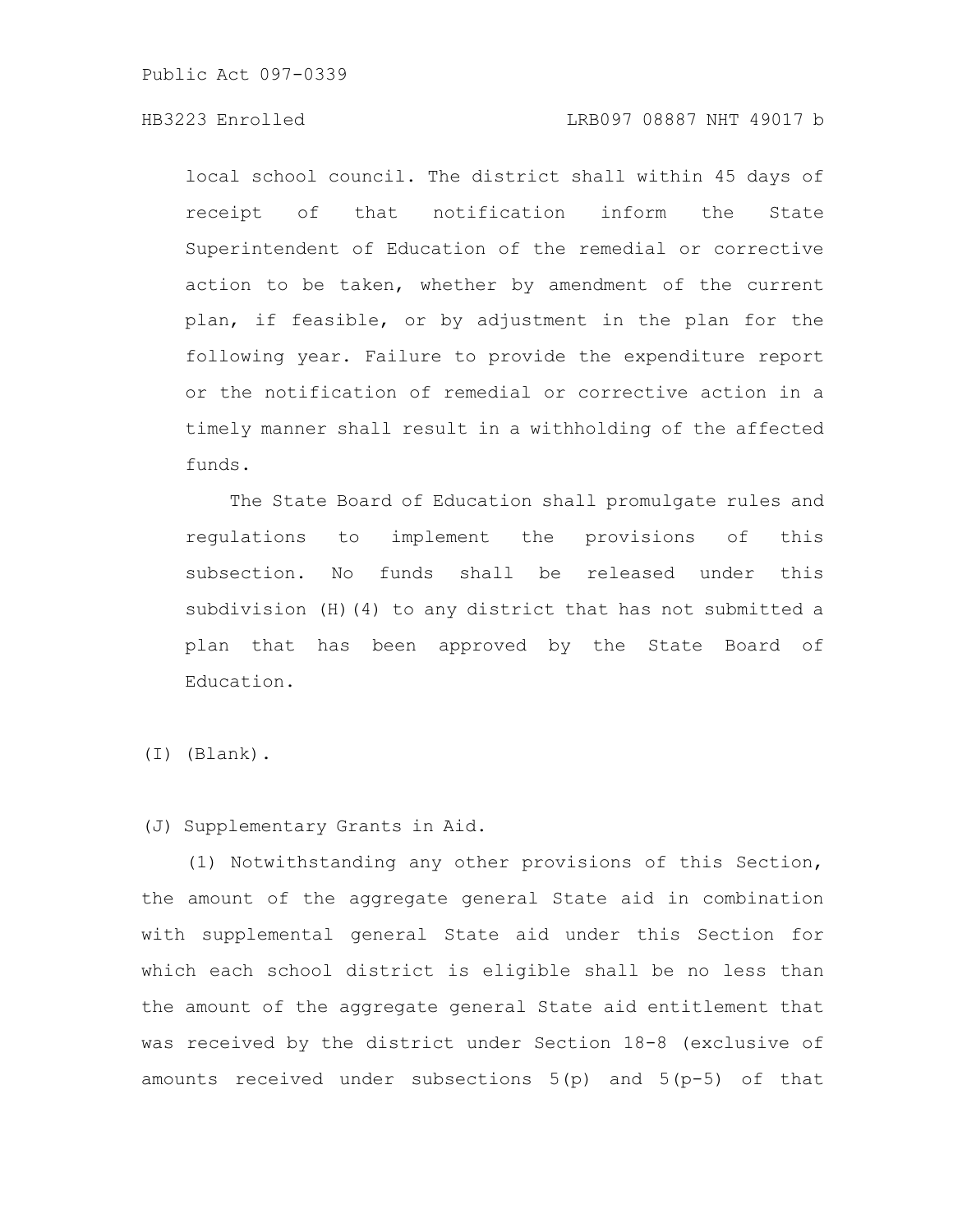local school council. The district shall within 45 days of receipt of that notification inform the State Superintendent of Education of the remedial or corrective action to be taken, whether by amendment of the current plan, if feasible, or by adjustment in the plan for the following year. Failure to provide the expenditure report or the notification of remedial or corrective action in a timely manner shall result in a withholding of the affected funds.

The State Board of Education shall promulgate rules and regulations to implement the provisions of this subsection. No funds shall be released under this subdivision (H)(4) to any district that has not submitted a plan that has been approved by the State Board of Education.

(I) (Blank).

(J) Supplementary Grants in Aid.

(1) Notwithstanding any other provisions of this Section, the amount of the aggregate general State aid in combination with supplemental general State aid under this Section for which each school district is eligible shall be no less than the amount of the aggregate general State aid entitlement that was received by the district under Section 18-8 (exclusive of amounts received under subsections 5(p) and 5(p-5) of that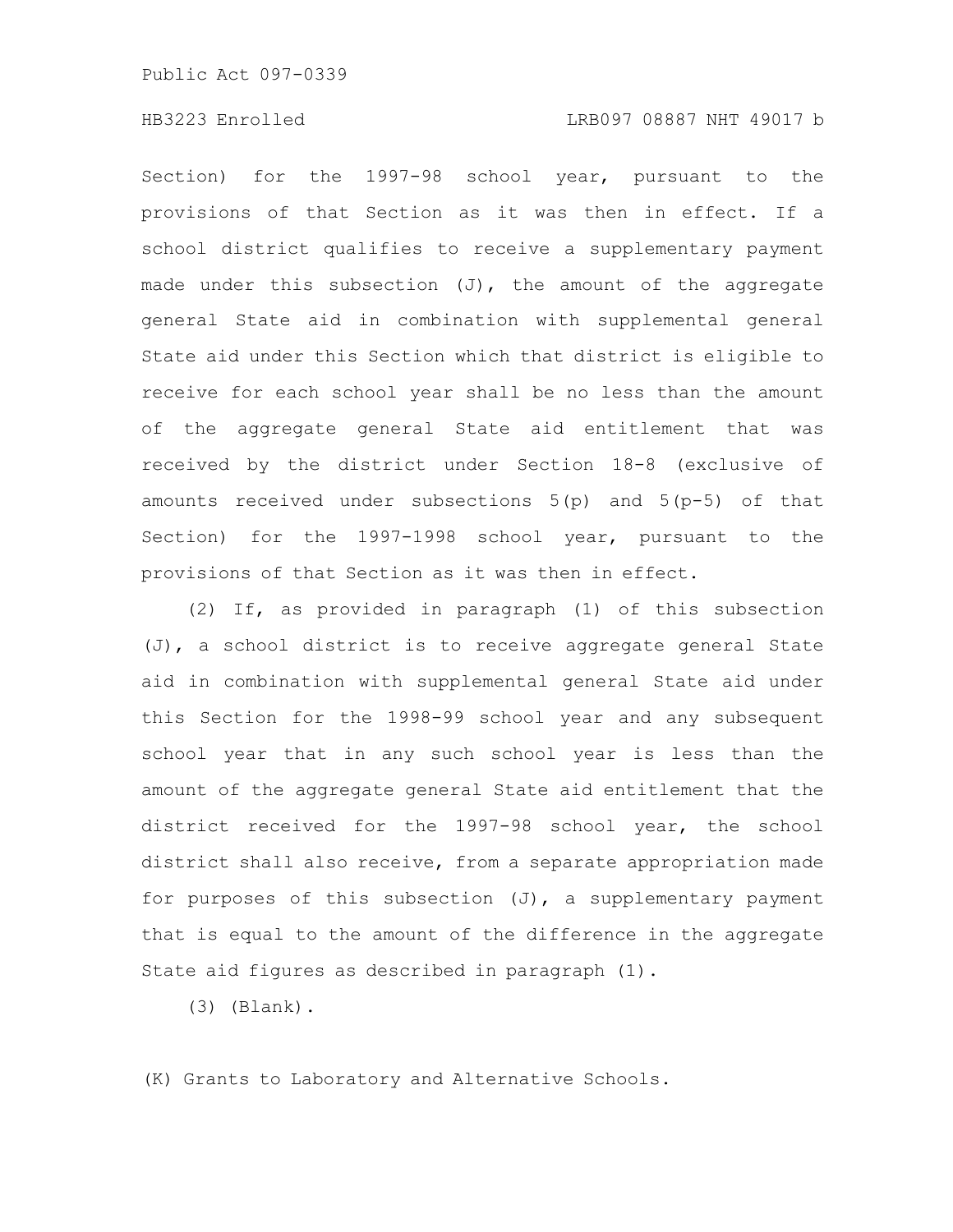Section) for the 1997-98 school year, pursuant to the provisions of that Section as it was then in effect. If a school district qualifies to receive a supplementary payment made under this subsection (J), the amount of the aggregate general State aid in combination with supplemental general State aid under this Section which that district is eligible to receive for each school year shall be no less than the amount of the aggregate general State aid entitlement that was received by the district under Section 18-8 (exclusive of amounts received under subsections 5(p) and 5(p-5) of that Section) for the 1997-1998 school year, pursuant to the provisions of that Section as it was then in effect.

(2) If, as provided in paragraph (1) of this subsection (J), a school district is to receive aggregate general State aid in combination with supplemental general State aid under this Section for the 1998-99 school year and any subsequent school year that in any such school year is less than the amount of the aggregate general State aid entitlement that the district received for the 1997-98 school year, the school district shall also receive, from a separate appropriation made for purposes of this subsection (J), a supplementary payment that is equal to the amount of the difference in the aggregate State aid figures as described in paragraph (1).

(3) (Blank).

(K) Grants to Laboratory and Alternative Schools.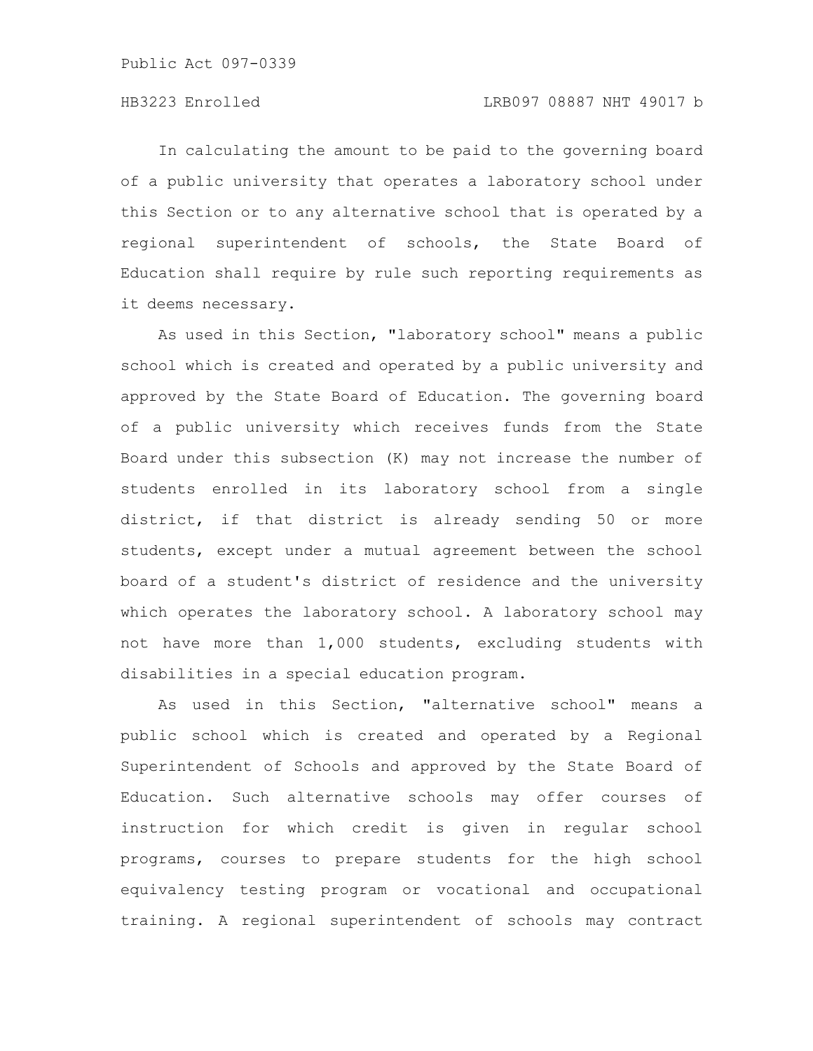In calculating the amount to be paid to the governing board of a public university that operates a laboratory school under this Section or to any alternative school that is operated by a regional superintendent of schools, the State Board of Education shall require by rule such reporting requirements as it deems necessary.

As used in this Section, "laboratory school" means a public school which is created and operated by a public university and approved by the State Board of Education. The governing board of a public university which receives funds from the State Board under this subsection (K) may not increase the number of students enrolled in its laboratory school from a single district, if that district is already sending 50 or more students, except under a mutual agreement between the school board of a student's district of residence and the university which operates the laboratory school. A laboratory school may not have more than 1,000 students, excluding students with disabilities in a special education program.

As used in this Section, "alternative school" means a public school which is created and operated by a Regional Superintendent of Schools and approved by the State Board of Education. Such alternative schools may offer courses of instruction for which credit is given in regular school programs, courses to prepare students for the high school equivalency testing program or vocational and occupational training. A regional superintendent of schools may contract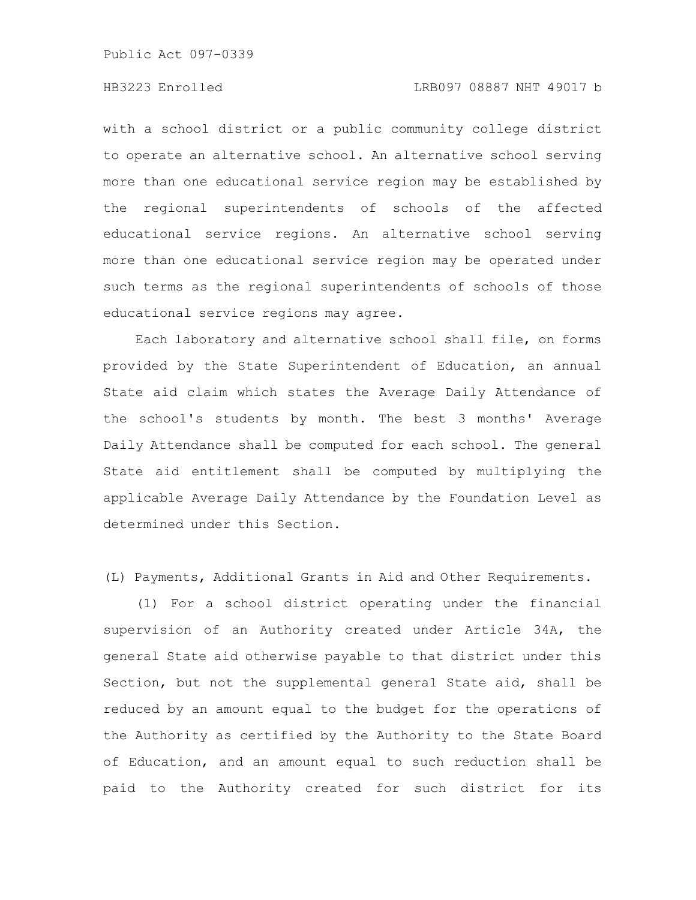with a school district or a public community college district to operate an alternative school. An alternative school serving more than one educational service region may be established by the regional superintendents of schools of the affected educational service regions. An alternative school serving more than one educational service region may be operated under such terms as the regional superintendents of schools of those educational service regions may agree.

Each laboratory and alternative school shall file, on forms provided by the State Superintendent of Education, an annual State aid claim which states the Average Daily Attendance of the school's students by month. The best 3 months' Average Daily Attendance shall be computed for each school. The general State aid entitlement shall be computed by multiplying the applicable Average Daily Attendance by the Foundation Level as determined under this Section.

(L) Payments, Additional Grants in Aid and Other Requirements.

(1) For a school district operating under the financial supervision of an Authority created under Article 34A, the general State aid otherwise payable to that district under this Section, but not the supplemental general State aid, shall be reduced by an amount equal to the budget for the operations of the Authority as certified by the Authority to the State Board of Education, and an amount equal to such reduction shall be paid to the Authority created for such district for its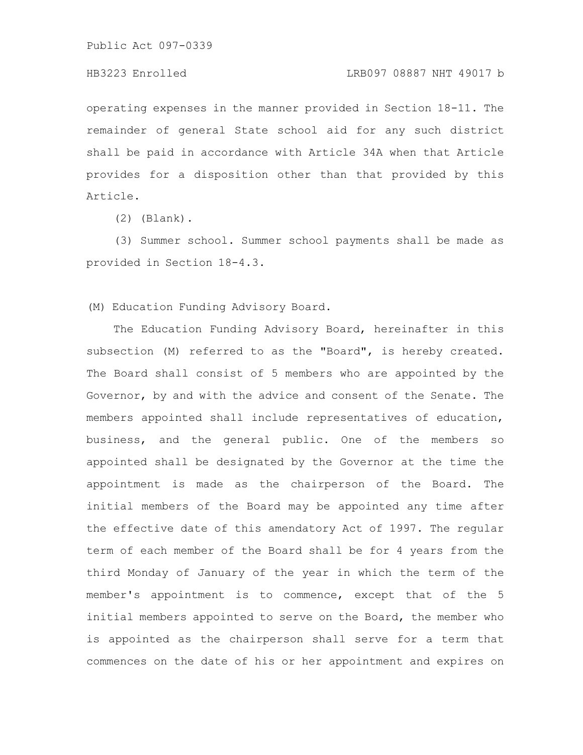operating expenses in the manner provided in Section 18-11. The remainder of general State school aid for any such district shall be paid in accordance with Article 34A when that Article provides for a disposition other than that provided by this Article.

(2) (Blank).

(3) Summer school. Summer school payments shall be made as provided in Section 18-4.3.

(M) Education Funding Advisory Board.

The Education Funding Advisory Board, hereinafter in this subsection (M) referred to as the "Board", is hereby created. The Board shall consist of 5 members who are appointed by the Governor, by and with the advice and consent of the Senate. The members appointed shall include representatives of education, business, and the general public. One of the members so appointed shall be designated by the Governor at the time the appointment is made as the chairperson of the Board. The initial members of the Board may be appointed any time after the effective date of this amendatory Act of 1997. The regular term of each member of the Board shall be for 4 years from the third Monday of January of the year in which the term of the member's appointment is to commence, except that of the 5 initial members appointed to serve on the Board, the member who is appointed as the chairperson shall serve for a term that commences on the date of his or her appointment and expires on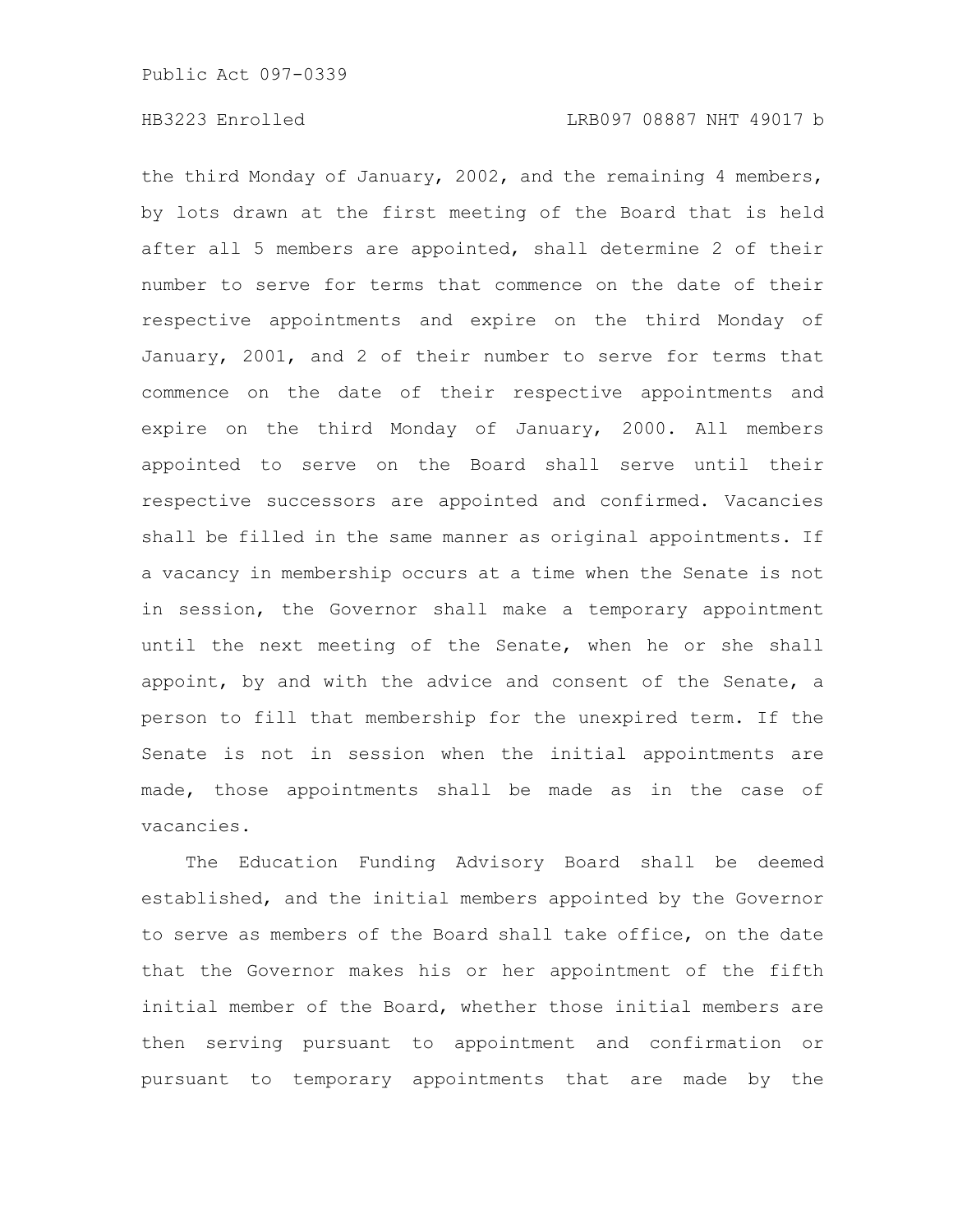the third Monday of January, 2002, and the remaining 4 members, by lots drawn at the first meeting of the Board that is held after all 5 members are appointed, shall determine 2 of their number to serve for terms that commence on the date of their respective appointments and expire on the third Monday of January, 2001, and 2 of their number to serve for terms that commence on the date of their respective appointments and expire on the third Monday of January, 2000. All members appointed to serve on the Board shall serve until their respective successors are appointed and confirmed. Vacancies shall be filled in the same manner as original appointments. If a vacancy in membership occurs at a time when the Senate is not in session, the Governor shall make a temporary appointment until the next meeting of the Senate, when he or she shall appoint, by and with the advice and consent of the Senate, a person to fill that membership for the unexpired term. If the Senate is not in session when the initial appointments are made, those appointments shall be made as in the case of vacancies.

The Education Funding Advisory Board shall be deemed established, and the initial members appointed by the Governor to serve as members of the Board shall take office, on the date that the Governor makes his or her appointment of the fifth initial member of the Board, whether those initial members are then serving pursuant to appointment and confirmation or pursuant to temporary appointments that are made by the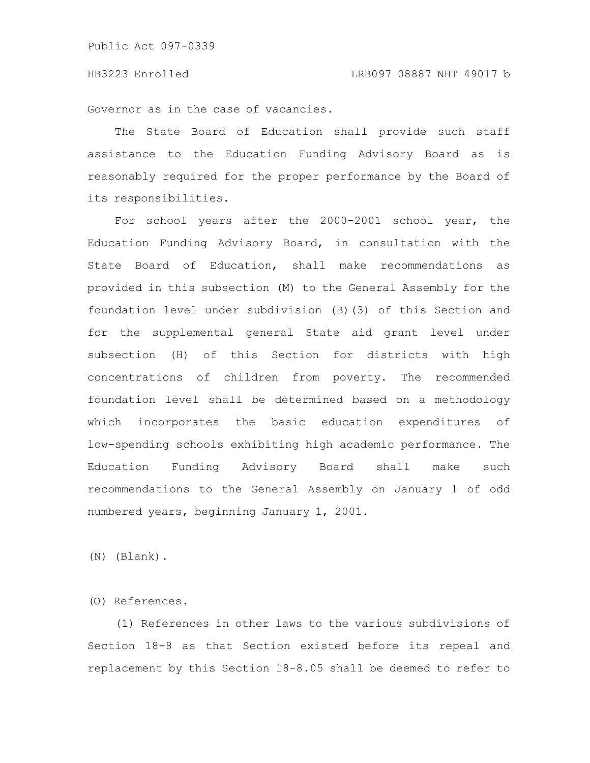Governor as in the case of vacancies.

The State Board of Education shall provide such staff assistance to the Education Funding Advisory Board as is reasonably required for the proper performance by the Board of its responsibilities.

For school years after the 2000-2001 school year, the Education Funding Advisory Board, in consultation with the State Board of Education, shall make recommendations as provided in this subsection (M) to the General Assembly for the foundation level under subdivision (B)(3) of this Section and for the supplemental general State aid grant level under subsection (H) of this Section for districts with high concentrations of children from poverty. The recommended foundation level shall be determined based on a methodology which incorporates the basic education expenditures of low-spending schools exhibiting high academic performance. The Education Funding Advisory Board shall make such recommendations to the General Assembly on January 1 of odd numbered years, beginning January 1, 2001.

(N) (Blank).

(O) References.

(1) References in other laws to the various subdivisions of Section 18-8 as that Section existed before its repeal and replacement by this Section 18-8.05 shall be deemed to refer to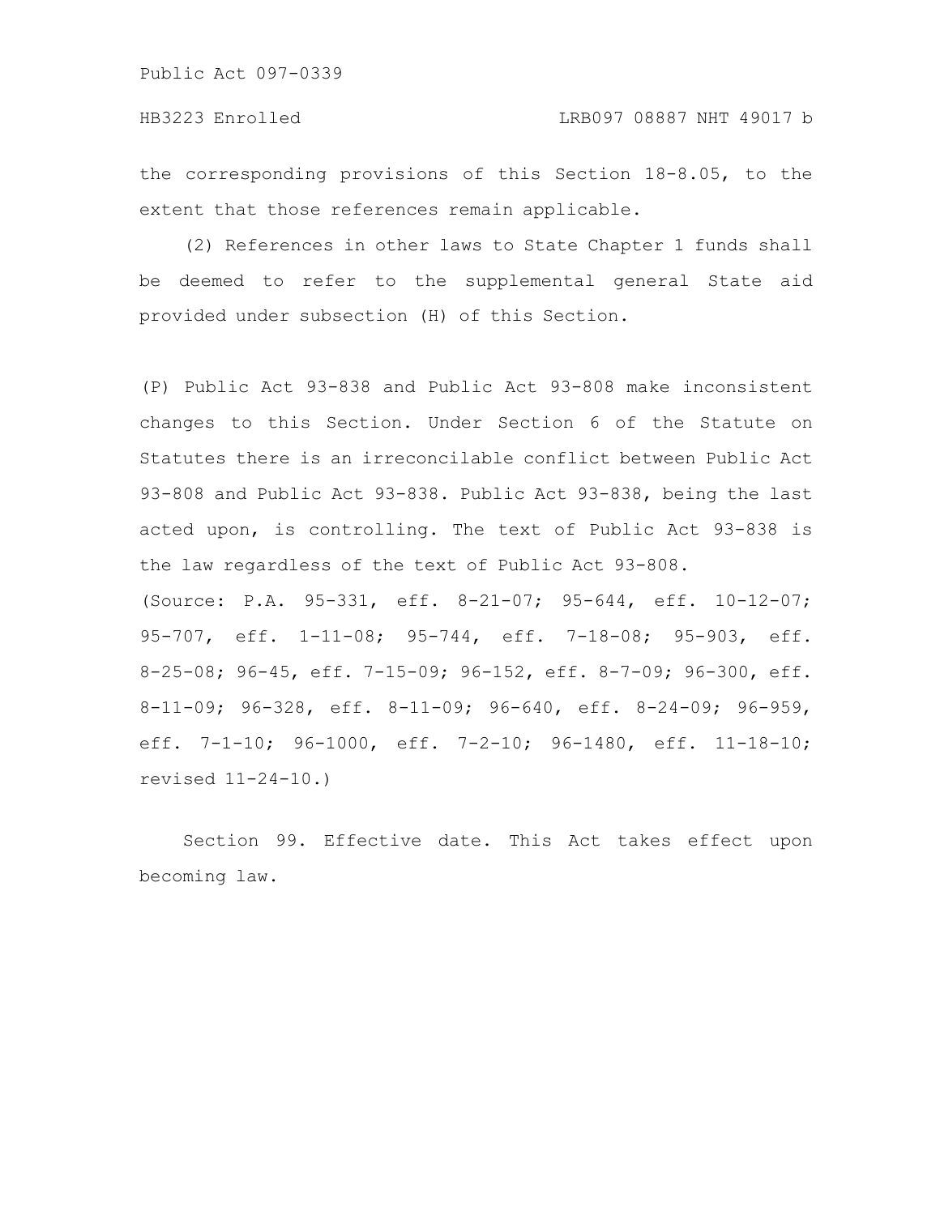the corresponding provisions of this Section 18-8.05, to the extent that those references remain applicable.

(2) References in other laws to State Chapter 1 funds shall be deemed to refer to the supplemental general State aid provided under subsection (H) of this Section.

(P) Public Act 93-838 and Public Act 93-808 make inconsistent changes to this Section. Under Section 6 of the Statute on Statutes there is an irreconcilable conflict between Public Act 93-808 and Public Act 93-838. Public Act 93-838, being the last acted upon, is controlling. The text of Public Act 93-838 is the law regardless of the text of Public Act 93-808.

(Source: P.A. 95-331, eff. 8-21-07; 95-644, eff. 10-12-07; 95-707, eff. 1-11-08; 95-744, eff. 7-18-08; 95-903, eff. 8-25-08; 96-45, eff. 7-15-09; 96-152, eff. 8-7-09; 96-300, eff. 8-11-09; 96-328, eff. 8-11-09; 96-640, eff. 8-24-09; 96-959, eff. 7-1-10; 96-1000, eff. 7-2-10; 96-1480, eff. 11-18-10; revised 11-24-10.)

Section 99. Effective date. This Act takes effect upon becoming law.